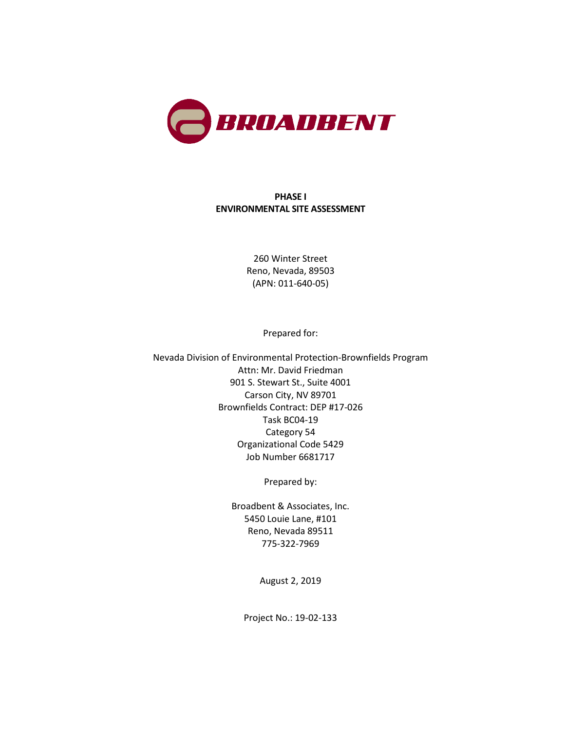BROADBENT

**PHASE I**
**ENVIRONMENTAL SITE ASSESSMENT**

260 Winter Street
Reno, Nevada, 89503
(APN: 011-640-05)

Prepared for:

Nevada Division of Environmental Protection-Brownfields Program
Attn: Mr. David Friedman
901 S. Stewart St., Suite 4001
Carson City, NV 89701
Brownfields Contract: DEP #17-026
Task BC04-19
Category 54
Organizational Code 5429
Job Number 6681717

Prepared by:

Broadbent & Associates, Inc.
5450 Louie Lane, #101
Reno, Nevada 89511
775-322-7969

August 2, 2019

Project No.: 19-02-133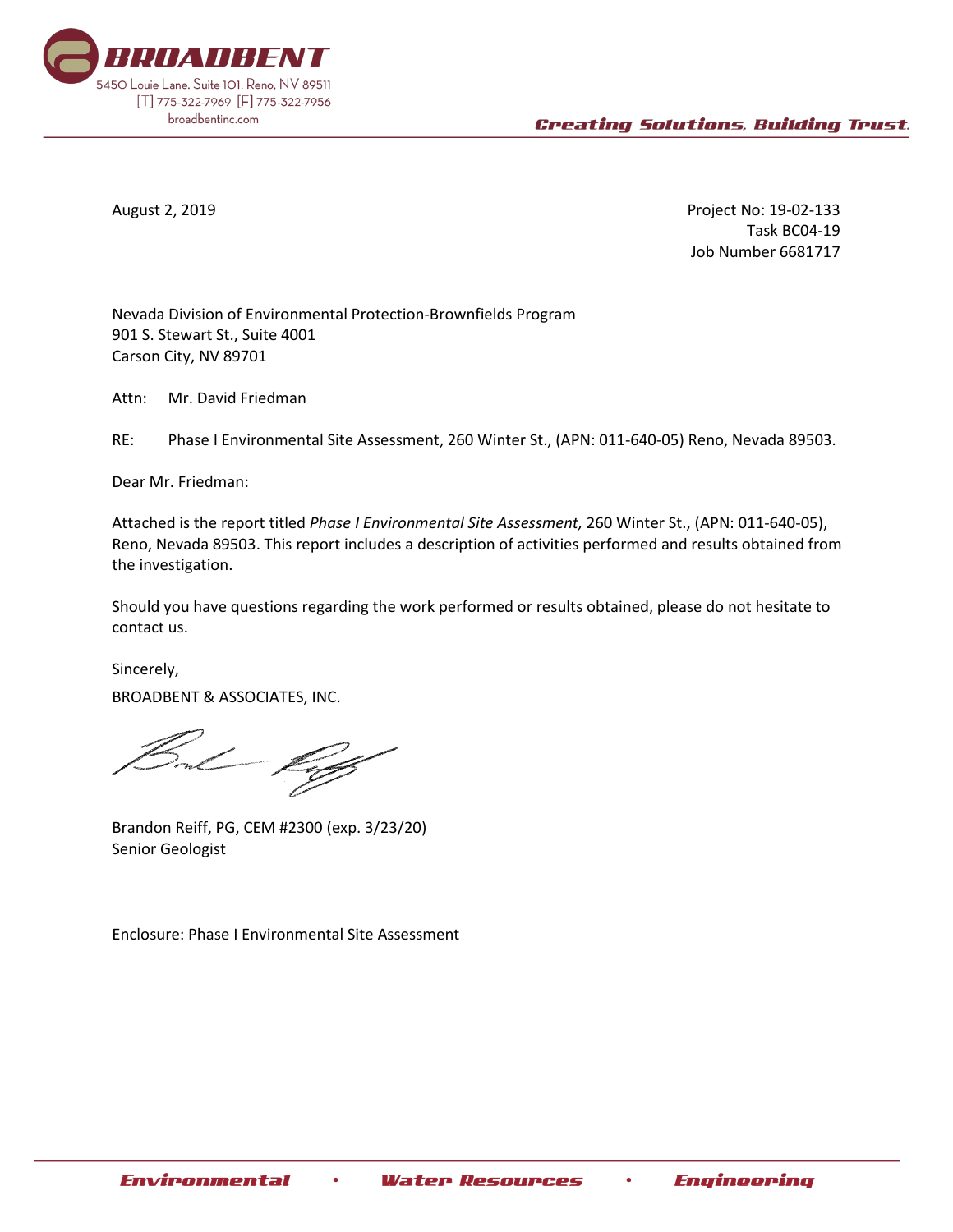**BROADBENT**
5450 Louie Lane. Suite 101. Reno, NV 89511
[T] 775-322-7969 [F] 775-322-7956
broadbentinc.com

*Creating Solutions, Building Trust.*

August 2, 2019

Project No: 19-02-133
Task BC04-19
Job Number 6681717

Nevada Division of Environmental Protection-Brownfields Program
901 S. Stewart St., Suite 4001
Carson City, NV 89701

Attn: Mr. David Friedman

RE: Phase I Environmental Site Assessment, 260 Winter St., (APN: 011-640-05) Reno, Nevada 89503.

Dear Mr. Friedman:

Attached is the report titled *Phase I Environmental Site Assessment,* 260 Winter St., (APN: 011-640-05), Reno, Nevada 89503. This report includes a description of activities performed and results obtained from the investigation.

Should you have questions regarding the work performed or results obtained, please do not hesitate to contact us.

Sincerely,
BROADBENT & ASSOCIATES, INC.

Brandon Reiff, PG, CEM #2300 (exp. 3/23/20)
Senior Geologist

Enclosure: Phase I Environmental Site Assessment

*Environmental • Water Resources • Engineering*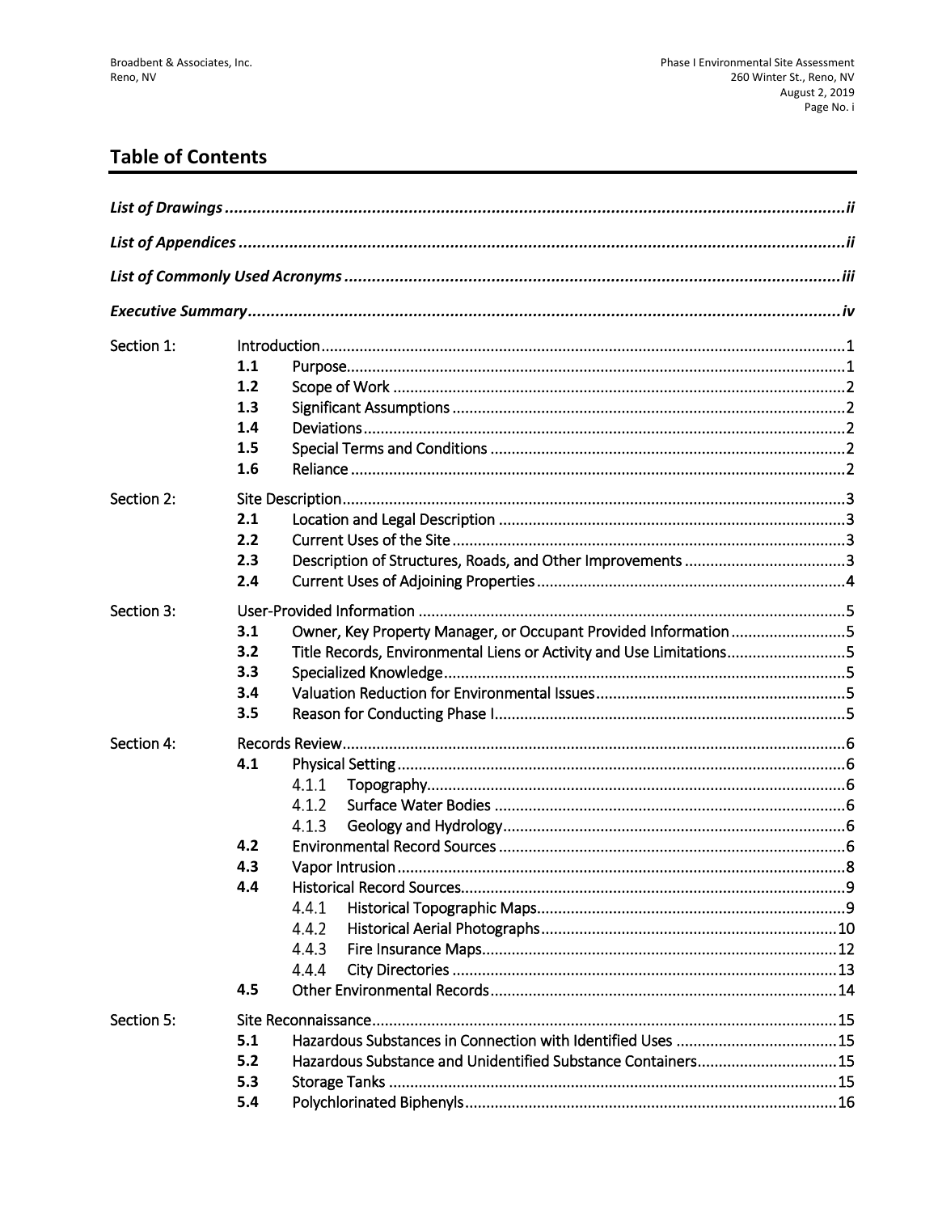## Table of Contents

| | | |
|---|---|---|
| ***List of Drawings*** | | ***ii*** |
| ***List of Appendices*** | | ***ii*** |
| ***List of Commonly Used Acronyms*** | | ***iii*** |
| ***Executive Summary*** | | ***iv*** |
| Section 1: | Introduction | 1 |
| | **1.1** Purpose | 1 |
| | **1.2** Scope of Work | 2 |
| | **1.3** Significant Assumptions | 2 |
| | **1.4** Deviations | 2 |
| | **1.5** Special Terms and Conditions | 2 |
| | **1.6** Reliance | 2 |
| Section 2: | Site Description | 3 |
| | **2.1** Location and Legal Description | 3 |
| | **2.2** Current Uses of the Site | 3 |
| | **2.3** Description of Structures, Roads, and Other Improvements | 3 |
| | **2.4** Current Uses of Adjoining Properties | 4 |
| Section 3: | User-Provided Information | 5 |
| | **3.1** Owner, Key Property Manager, or Occupant Provided Information | 5 |
| | **3.2** Title Records, Environmental Liens or Activity and Use Limitations | 5 |
| | **3.3** Specialized Knowledge | 5 |
| | **3.4** Valuation Reduction for Environmental Issues | 5 |
| | **3.5** Reason for Conducting Phase I | 5 |
| Section 4: | Records Review | 6 |
| | **4.1** Physical Setting | 6 |
| | 4.1.1 Topography | 6 |
| | 4.1.2 Surface Water Bodies | 6 |
| | 4.1.3 Geology and Hydrology | 6 |
| | **4.2** Environmental Record Sources | 6 |
| | **4.3** Vapor Intrusion | 8 |
| | **4.4** Historical Record Sources | 9 |
| | 4.4.1 Historical Topographic Maps | 9 |
| | 4.4.2 Historical Aerial Photographs | 10 |
| | 4.4.3 Fire Insurance Maps | 12 |
| | 4.4.4 City Directories | 13 |
| | **4.5** Other Environmental Records | 14 |
| Section 5: | Site Reconnaissance | 15 |
| | **5.1** Hazardous Substances in Connection with Identified Uses | 15 |
| | **5.2** Hazardous Substance and Unidentified Substance Containers | 15 |
| | **5.3** Storage Tanks | 15 |
| | **5.4** Polychlorinated Biphenyls | 16 |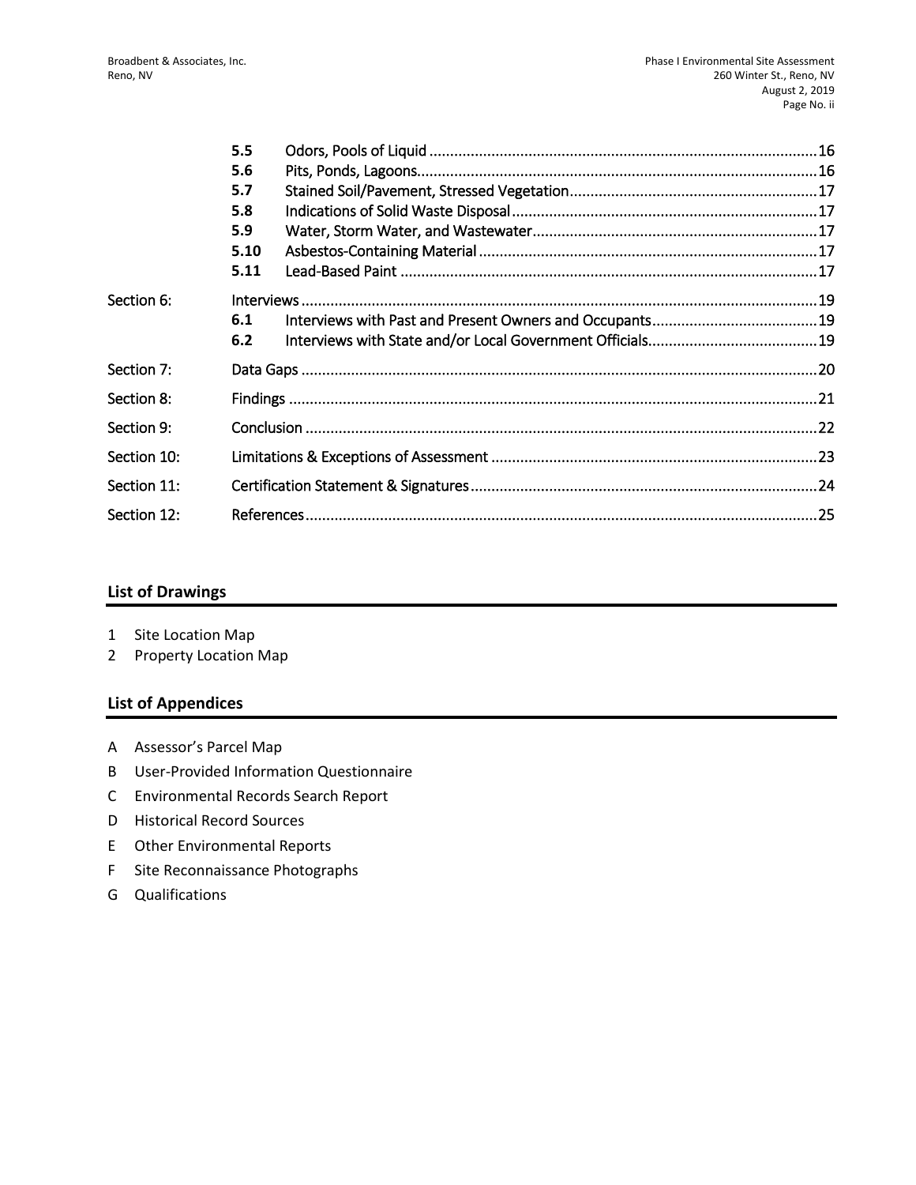| | | | |
|---|---|---|---|
| | **5.5** | Odors, Pools of Liquid | 16 |
| | **5.6** | Pits, Ponds, Lagoons | 16 |
| | **5.7** | Stained Soil/Pavement, Stressed Vegetation | 17 |
| | **5.8** | Indications of Solid Waste Disposal | 17 |
| | **5.9** | Water, Storm Water, and Wastewater | 17 |
| | **5.10** | Asbestos-Containing Material | 17 |
| | **5.11** | Lead-Based Paint | 17 |
| Section 6: | Interviews | | 19 |
| | **6.1** | Interviews with Past and Present Owners and Occupants | 19 |
| | **6.2** | Interviews with State and/or Local Government Officials | 19 |
| Section 7: | Data Gaps | | 20 |
| Section 8: | Findings | | 21 |
| Section 9: | Conclusion | | 22 |
| Section 10: | Limitations & Exceptions of Assessment | | 23 |
| Section 11: | Certification Statement & Signatures | | 24 |
| Section 12: | References | | 25 |

## List of Drawings

1 Site Location Map
2 Property Location Map

## List of Appendices

A Assessor's Parcel Map
B User-Provided Information Questionnaire
C Environmental Records Search Report
D Historical Record Sources
E Other Environmental Reports
F Site Reconnaissance Photographs
G Qualifications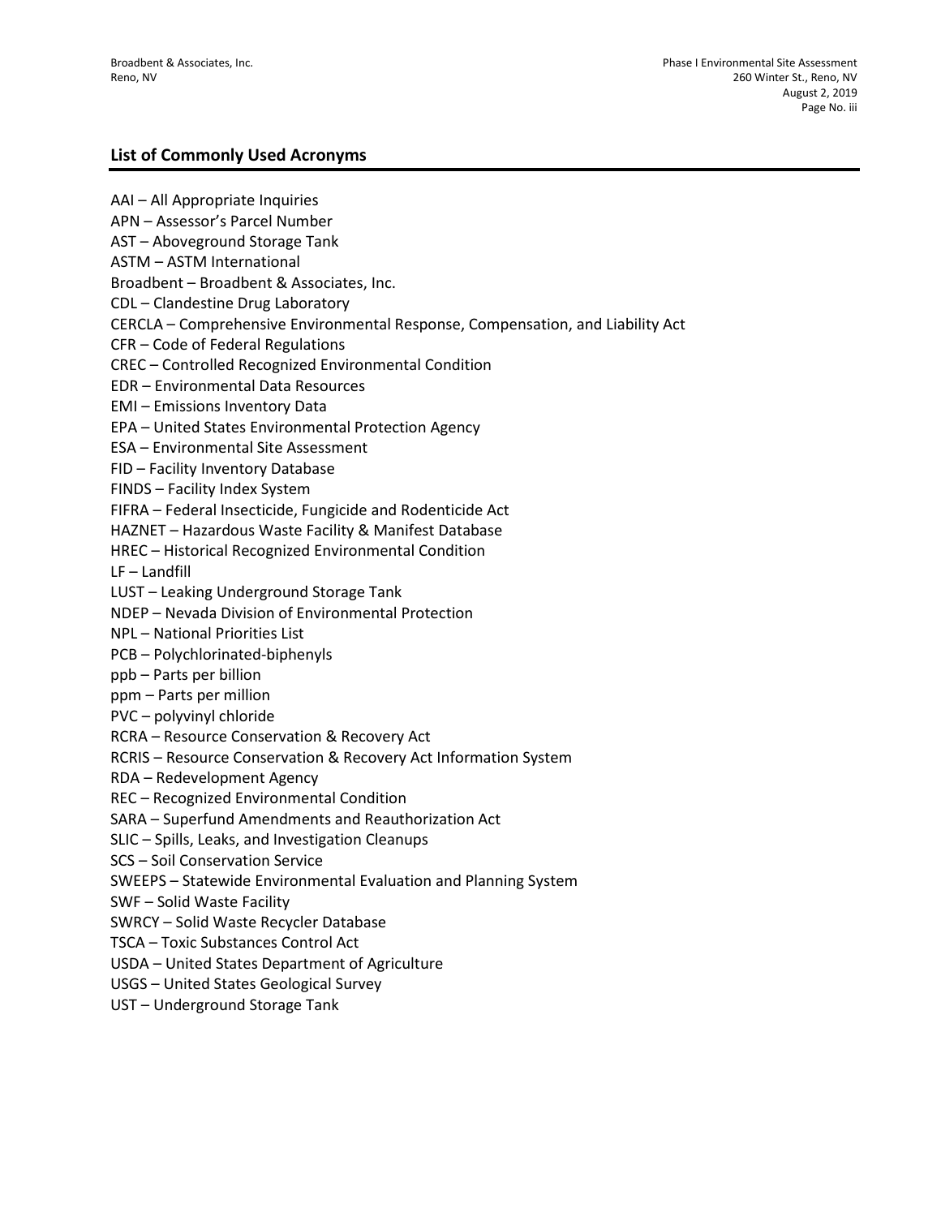## List of Commonly Used Acronyms

AAI – All Appropriate Inquiries
APN – Assessor's Parcel Number
AST – Aboveground Storage Tank
ASTM – ASTM International
Broadbent – Broadbent & Associates, Inc.
CDL – Clandestine Drug Laboratory
CERCLA – Comprehensive Environmental Response, Compensation, and Liability Act
CFR – Code of Federal Regulations
CREC – Controlled Recognized Environmental Condition
EDR – Environmental Data Resources
EMI – Emissions Inventory Data
EPA – United States Environmental Protection Agency
ESA – Environmental Site Assessment
FID – Facility Inventory Database
FINDS – Facility Index System
FIFRA – Federal Insecticide, Fungicide and Rodenticide Act
HAZNET – Hazardous Waste Facility & Manifest Database
HREC – Historical Recognized Environmental Condition
LF – Landfill
LUST – Leaking Underground Storage Tank
NDEP – Nevada Division of Environmental Protection
NPL – National Priorities List
PCB – Polychlorinated-biphenyls
ppb – Parts per billion
ppm – Parts per million
PVC – polyvinyl chloride
RCRA – Resource Conservation & Recovery Act
RCRIS – Resource Conservation & Recovery Act Information System
RDA – Redevelopment Agency
REC – Recognized Environmental Condition
SARA – Superfund Amendments and Reauthorization Act
SLIC – Spills, Leaks, and Investigation Cleanups
SCS – Soil Conservation Service
SWEEPS – Statewide Environmental Evaluation and Planning System
SWF – Solid Waste Facility
SWRCY – Solid Waste Recycler Database
TSCA – Toxic Substances Control Act
USDA – United States Department of Agriculture
USGS – United States Geological Survey
UST – Underground Storage Tank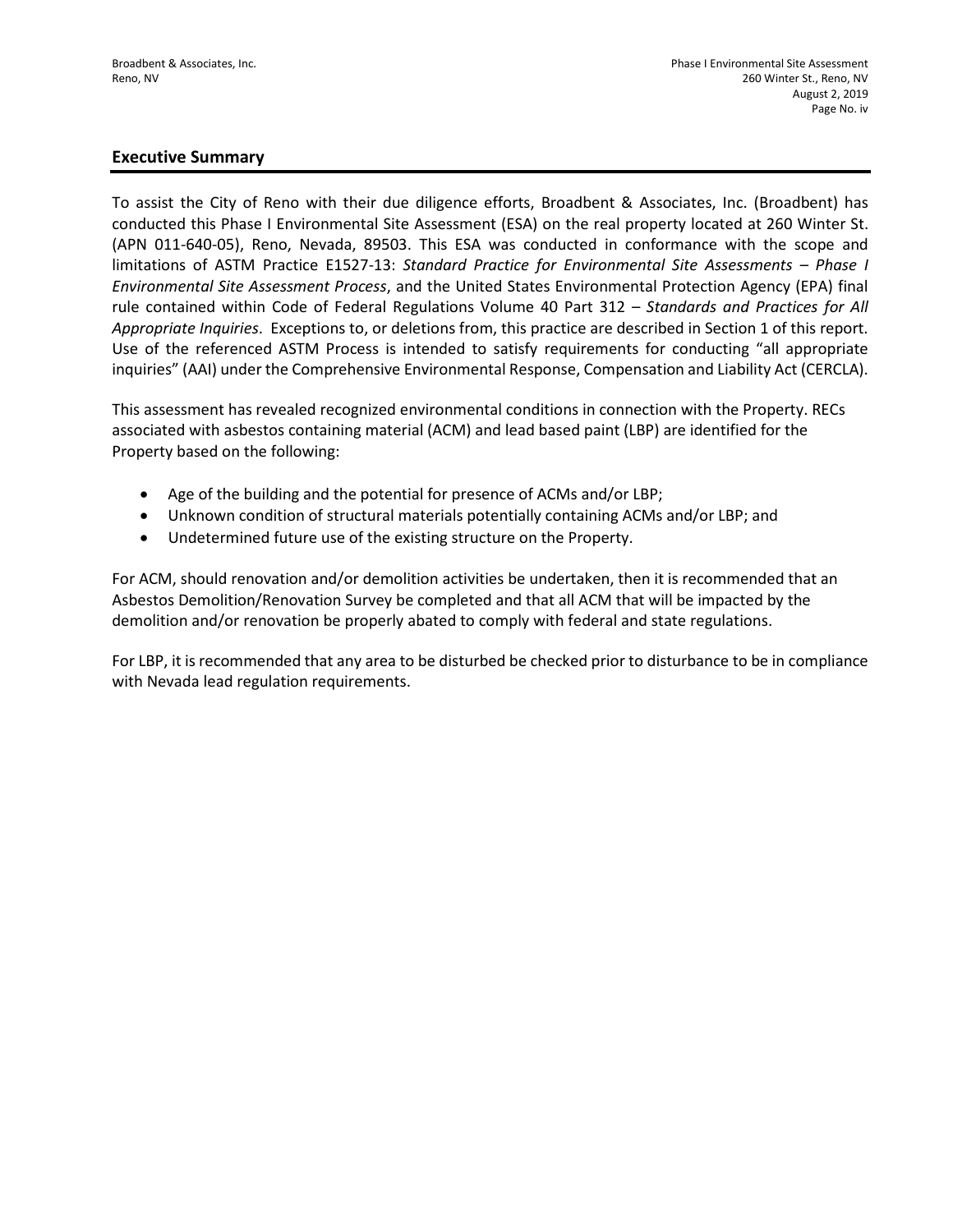## Executive Summary

To assist the City of Reno with their due diligence efforts, Broadbent & Associates, Inc. (Broadbent) has conducted this Phase I Environmental Site Assessment (ESA) on the real property located at 260 Winter St. (APN 011-640-05), Reno, Nevada, 89503. This ESA was conducted in conformance with the scope and limitations of ASTM Practice E1527-13: *Standard Practice for Environmental Site Assessments – Phase I Environmental Site Assessment Process*, and the United States Environmental Protection Agency (EPA) final rule contained within Code of Federal Regulations Volume 40 Part 312 – *Standards and Practices for All Appropriate Inquiries*. Exceptions to, or deletions from, this practice are described in Section 1 of this report. Use of the referenced ASTM Process is intended to satisfy requirements for conducting "all appropriate inquiries" (AAI) under the Comprehensive Environmental Response, Compensation and Liability Act (CERCLA).

This assessment has revealed recognized environmental conditions in connection with the Property. RECs associated with asbestos containing material (ACM) and lead based paint (LBP) are identified for the Property based on the following:

- Age of the building and the potential for presence of ACMs and/or LBP;
- Unknown condition of structural materials potentially containing ACMs and/or LBP; and
- Undetermined future use of the existing structure on the Property.

For ACM, should renovation and/or demolition activities be undertaken, then it is recommended that an Asbestos Demolition/Renovation Survey be completed and that all ACM that will be impacted by the demolition and/or renovation be properly abated to comply with federal and state regulations.

For LBP, it is recommended that any area to be disturbed be checked prior to disturbance to be in compliance with Nevada lead regulation requirements.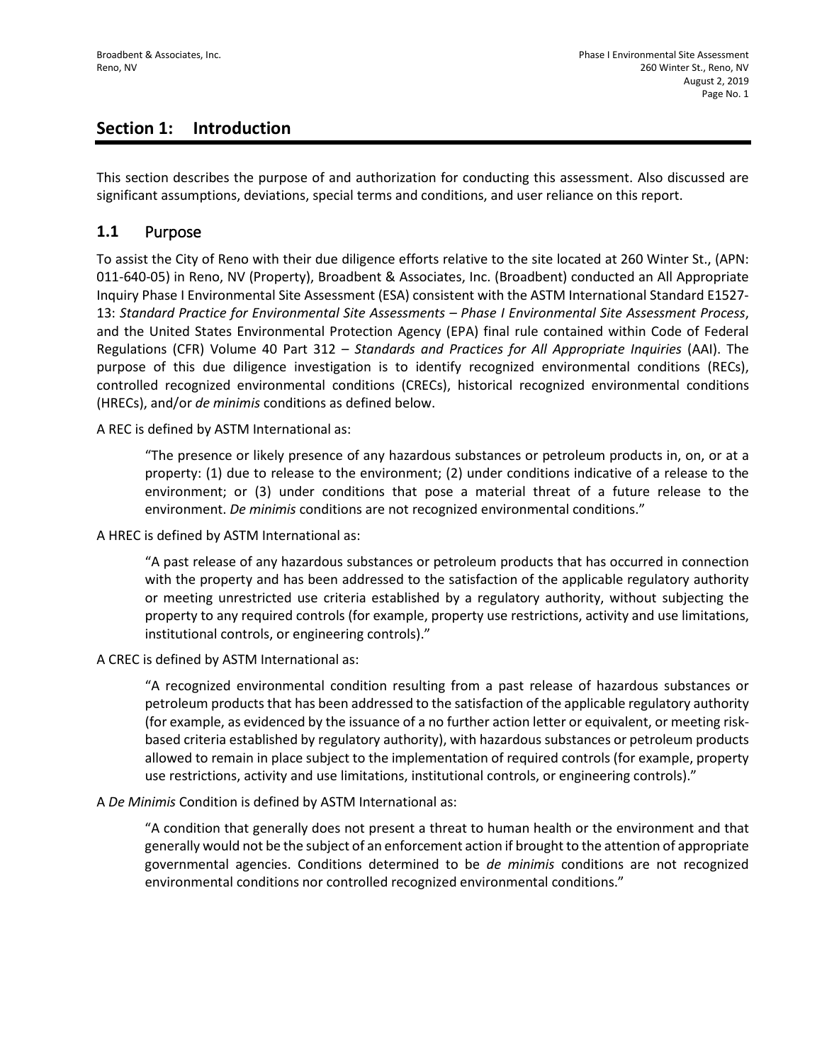## Section 1: Introduction

This section describes the purpose of and authorization for conducting this assessment. Also discussed are significant assumptions, deviations, special terms and conditions, and user reliance on this report.

### 1.1 Purpose

To assist the City of Reno with their due diligence efforts relative to the site located at 260 Winter St., (APN: 011-640-05) in Reno, NV (Property), Broadbent & Associates, Inc. (Broadbent) conducted an All Appropriate Inquiry Phase I Environmental Site Assessment (ESA) consistent with the ASTM International Standard E1527-13: *Standard Practice for Environmental Site Assessments – Phase I Environmental Site Assessment Process*, and the United States Environmental Protection Agency (EPA) final rule contained within Code of Federal Regulations (CFR) Volume 40 Part 312 – *Standards and Practices for All Appropriate Inquiries* (AAI). The purpose of this due diligence investigation is to identify recognized environmental conditions (RECs), controlled recognized environmental conditions (CRECs), historical recognized environmental conditions (HRECs), and/or *de minimis* conditions as defined below.

A REC is defined by ASTM International as:

> "The presence or likely presence of any hazardous substances or petroleum products in, on, or at a property: (1) due to release to the environment; (2) under conditions indicative of a release to the environment; or (3) under conditions that pose a material threat of a future release to the environment. *De minimis* conditions are not recognized environmental conditions."

A HREC is defined by ASTM International as:

> "A past release of any hazardous substances or petroleum products that has occurred in connection with the property and has been addressed to the satisfaction of the applicable regulatory authority or meeting unrestricted use criteria established by a regulatory authority, without subjecting the property to any required controls (for example, property use restrictions, activity and use limitations, institutional controls, or engineering controls)."

A CREC is defined by ASTM International as:

> "A recognized environmental condition resulting from a past release of hazardous substances or petroleum products that has been addressed to the satisfaction of the applicable regulatory authority (for example, as evidenced by the issuance of a no further action letter or equivalent, or meeting risk-based criteria established by regulatory authority), with hazardous substances or petroleum products allowed to remain in place subject to the implementation of required controls (for example, property use restrictions, activity and use limitations, institutional controls, or engineering controls)."

A *De Minimis* Condition is defined by ASTM International as:

> "A condition that generally does not present a threat to human health or the environment and that generally would not be the subject of an enforcement action if brought to the attention of appropriate governmental agencies. Conditions determined to be *de minimis* conditions are not recognized environmental conditions nor controlled recognized environmental conditions."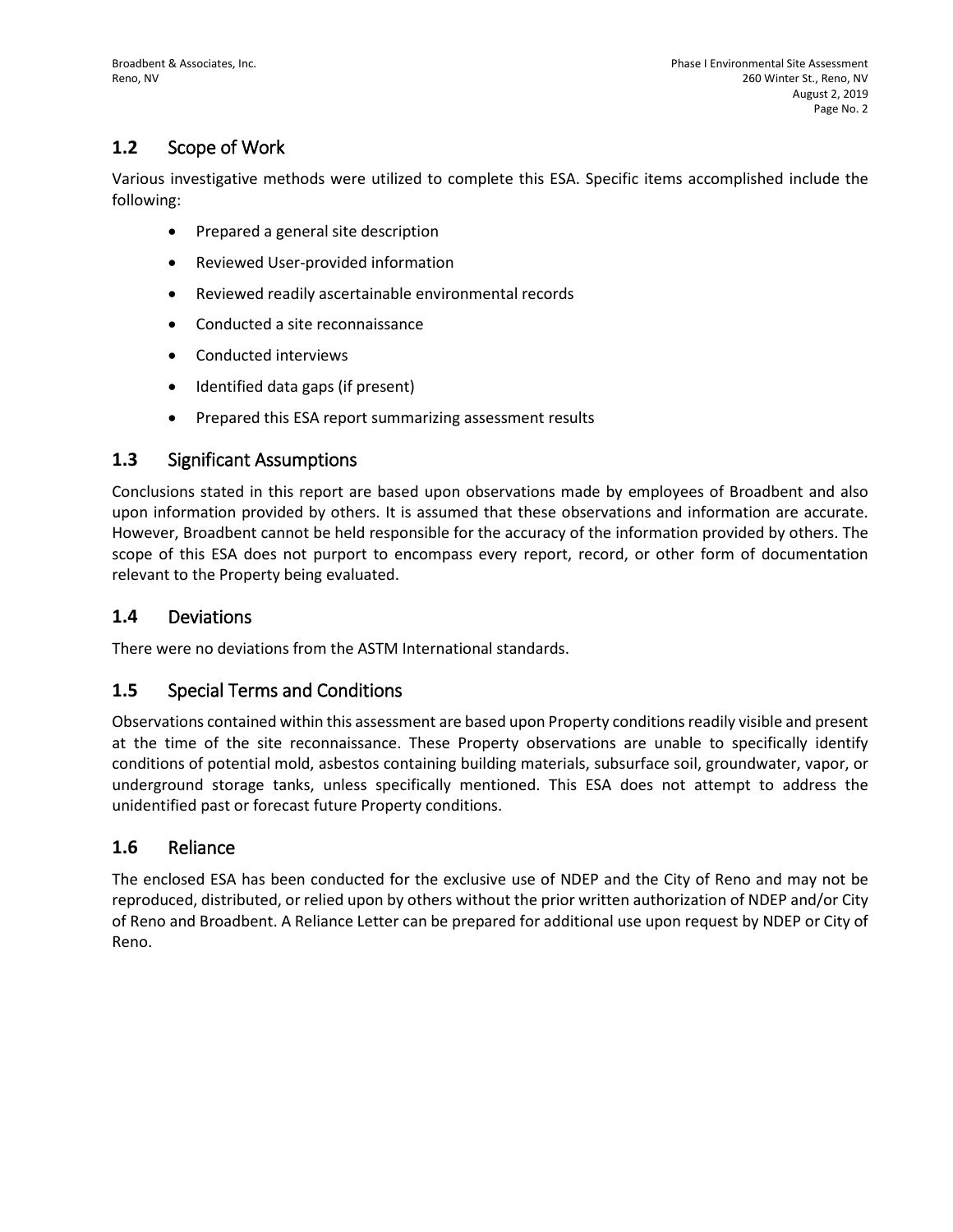## 1.2 Scope of Work

Various investigative methods were utilized to complete this ESA. Specific items accomplished include the following:

- Prepared a general site description
- Reviewed User-provided information
- Reviewed readily ascertainable environmental records
- Conducted a site reconnaissance
- Conducted interviews
- Identified data gaps (if present)
- Prepared this ESA report summarizing assessment results

## 1.3 Significant Assumptions

Conclusions stated in this report are based upon observations made by employees of Broadbent and also upon information provided by others. It is assumed that these observations and information are accurate. However, Broadbent cannot be held responsible for the accuracy of the information provided by others. The scope of this ESA does not purport to encompass every report, record, or other form of documentation relevant to the Property being evaluated.

## 1.4 Deviations

There were no deviations from the ASTM International standards.

## 1.5 Special Terms and Conditions

Observations contained within this assessment are based upon Property conditions readily visible and present at the time of the site reconnaissance. These Property observations are unable to specifically identify conditions of potential mold, asbestos containing building materials, subsurface soil, groundwater, vapor, or underground storage tanks, unless specifically mentioned. This ESA does not attempt to address the unidentified past or forecast future Property conditions.

## 1.6 Reliance

The enclosed ESA has been conducted for the exclusive use of NDEP and the City of Reno and may not be reproduced, distributed, or relied upon by others without the prior written authorization of NDEP and/or City of Reno and Broadbent. A Reliance Letter can be prepared for additional use upon request by NDEP or City of Reno.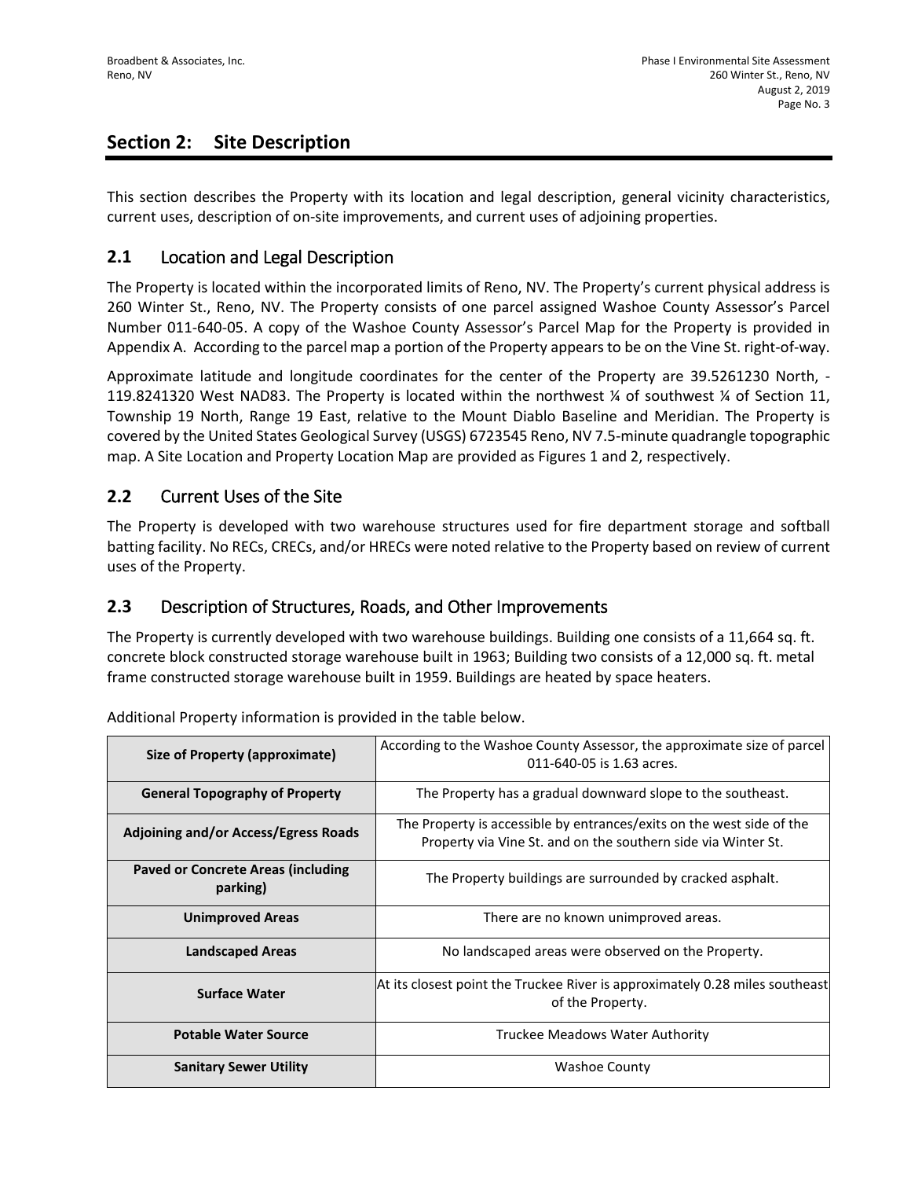# Section 2: Site Description

This section describes the Property with its location and legal description, general vicinity characteristics, current uses, description of on-site improvements, and current uses of adjoining properties.

## 2.1 Location and Legal Description

The Property is located within the incorporated limits of Reno, NV. The Property's current physical address is 260 Winter St., Reno, NV. The Property consists of one parcel assigned Washoe County Assessor's Parcel Number 011-640-05. A copy of the Washoe County Assessor's Parcel Map for the Property is provided in Appendix A. According to the parcel map a portion of the Property appears to be on the Vine St. right-of-way.

Approximate latitude and longitude coordinates for the center of the Property are 39.5261230 North, -119.8241320 West NAD83. The Property is located within the northwest ¼ of southwest ¼ of Section 11, Township 19 North, Range 19 East, relative to the Mount Diablo Baseline and Meridian. The Property is covered by the United States Geological Survey (USGS) 6723545 Reno, NV 7.5-minute quadrangle topographic map. A Site Location and Property Location Map are provided as Figures 1 and 2, respectively.

## 2.2 Current Uses of the Site

The Property is developed with two warehouse structures used for fire department storage and softball batting facility. No RECs, CRECs, and/or HRECs were noted relative to the Property based on review of current uses of the Property.

## 2.3 Description of Structures, Roads, and Other Improvements

The Property is currently developed with two warehouse buildings. Building one consists of a 11,664 sq. ft. concrete block constructed storage warehouse built in 1963; Building two consists of a 12,000 sq. ft. metal frame constructed storage warehouse built in 1959. Buildings are heated by space heaters.

Additional Property information is provided in the table below.

| | |
|---|---|
| **Size of Property (approximate)** | According to the Washoe County Assessor, the approximate size of parcel 011-640-05 is 1.63 acres. |
| **General Topography of Property** | The Property has a gradual downward slope to the southeast. |
| **Adjoining and/or Access/Egress Roads** | The Property is accessible by entrances/exits on the west side of the Property via Vine St. and on the southern side via Winter St. |
| **Paved or Concrete Areas (including parking)** | The Property buildings are surrounded by cracked asphalt. |
| **Unimproved Areas** | There are no known unimproved areas. |
| **Landscaped Areas** | No landscaped areas were observed on the Property. |
| **Surface Water** | At its closest point the Truckee River is approximately 0.28 miles southeast of the Property. |
| **Potable Water Source** | Truckee Meadows Water Authority |
| **Sanitary Sewer Utility** | Washoe County |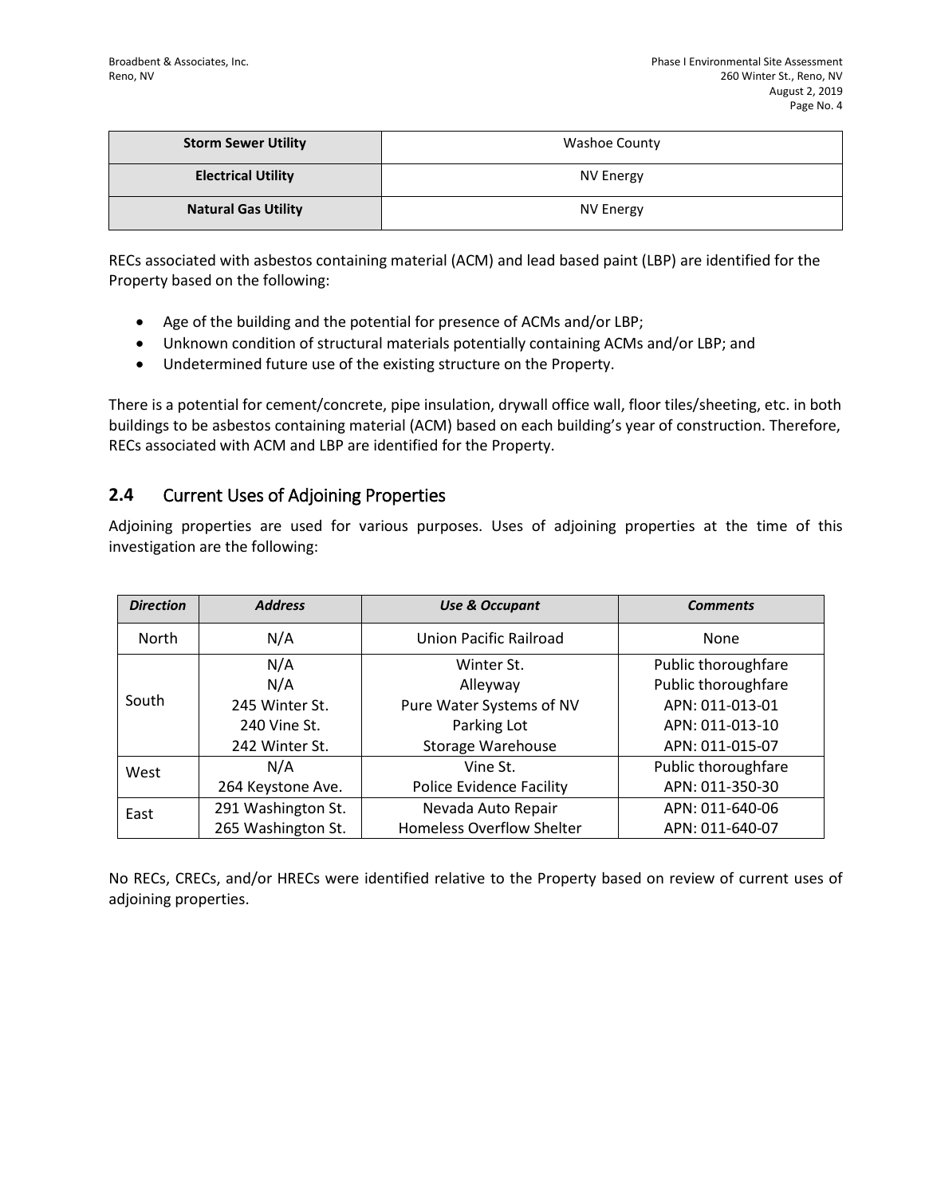| Storm Sewer Utility | Washoe County |
| --- | --- |
| Electrical Utility | NV Energy |
| Natural Gas Utility | NV Energy |

RECs associated with asbestos containing material (ACM) and lead based paint (LBP) are identified for the Property based on the following:

- Age of the building and the potential for presence of ACMs and/or LBP;
- Unknown condition of structural materials potentially containing ACMs and/or LBP; and
- Undetermined future use of the existing structure on the Property.

There is a potential for cement/concrete, pipe insulation, drywall office wall, floor tiles/sheeting, etc. in both buildings to be asbestos containing material (ACM) based on each building's year of construction. Therefore, RECs associated with ACM and LBP are identified for the Property.

## 2.4 Current Uses of Adjoining Properties

Adjoining properties are used for various purposes. Uses of adjoining properties at the time of this investigation are the following:

| *Direction* | *Address* | *Use & Occupant* | *Comments* |
| --- | --- | --- | --- |
| North | N/A | Union Pacific Railroad | None |
| South | N/A<br>N/A<br>245 Winter St.<br>240 Vine St.<br>242 Winter St. | Winter St.<br>Alleyway<br>Pure Water Systems of NV<br>Parking Lot<br>Storage Warehouse | Public thoroughfare<br>Public thoroughfare<br>APN: 011-013-01<br>APN: 011-013-10<br>APN: 011-015-07 |
| West | N/A<br>264 Keystone Ave. | Vine St.<br>Police Evidence Facility | Public thoroughfare<br>APN: 011-350-30 |
| East | 291 Washington St.<br>265 Washington St. | Nevada Auto Repair<br>Homeless Overflow Shelter | APN: 011-640-06<br>APN: 011-640-07 |

No RECs, CRECs, and/or HRECs were identified relative to the Property based on review of current uses of adjoining properties.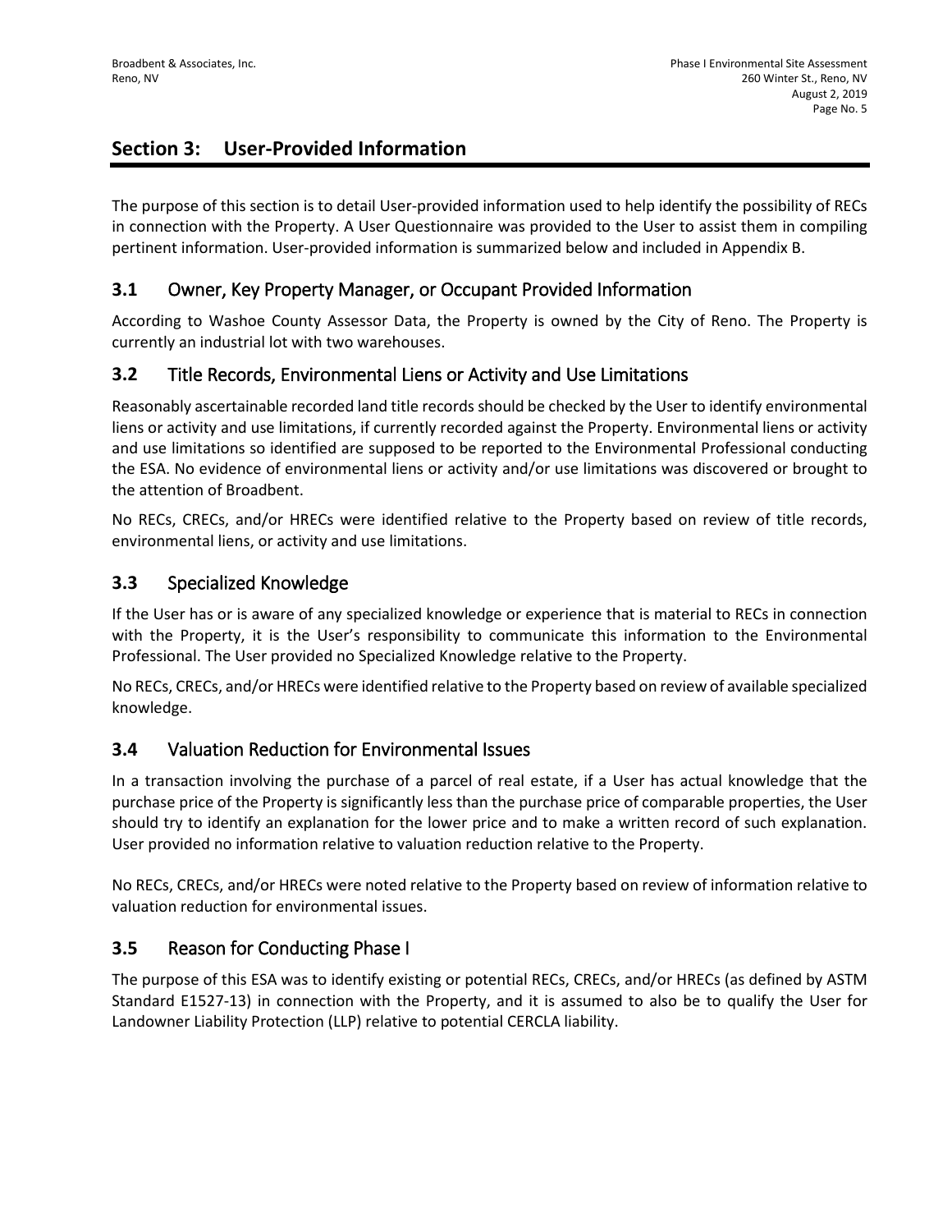## Section 3: User-Provided Information

The purpose of this section is to detail User-provided information used to help identify the possibility of RECs in connection with the Property. A User Questionnaire was provided to the User to assist them in compiling pertinent information. User-provided information is summarized below and included in Appendix B.

### 3.1 Owner, Key Property Manager, or Occupant Provided Information

According to Washoe County Assessor Data, the Property is owned by the City of Reno. The Property is currently an industrial lot with two warehouses.

### 3.2 Title Records, Environmental Liens or Activity and Use Limitations

Reasonably ascertainable recorded land title records should be checked by the User to identify environmental liens or activity and use limitations, if currently recorded against the Property. Environmental liens or activity and use limitations so identified are supposed to be reported to the Environmental Professional conducting the ESA. No evidence of environmental liens or activity and/or use limitations was discovered or brought to the attention of Broadbent.

No RECs, CRECs, and/or HRECs were identified relative to the Property based on review of title records, environmental liens, or activity and use limitations.

### 3.3 Specialized Knowledge

If the User has or is aware of any specialized knowledge or experience that is material to RECs in connection with the Property, it is the User's responsibility to communicate this information to the Environmental Professional. The User provided no Specialized Knowledge relative to the Property.

No RECs, CRECs, and/or HRECs were identified relative to the Property based on review of available specialized knowledge.

### 3.4 Valuation Reduction for Environmental Issues

In a transaction involving the purchase of a parcel of real estate, if a User has actual knowledge that the purchase price of the Property is significantly less than the purchase price of comparable properties, the User should try to identify an explanation for the lower price and to make a written record of such explanation. User provided no information relative to valuation reduction relative to the Property.

No RECs, CRECs, and/or HRECs were noted relative to the Property based on review of information relative to valuation reduction for environmental issues.

### 3.5 Reason for Conducting Phase I

The purpose of this ESA was to identify existing or potential RECs, CRECs, and/or HRECs (as defined by ASTM Standard E1527-13) in connection with the Property, and it is assumed to also be to qualify the User for Landowner Liability Protection (LLP) relative to potential CERCLA liability.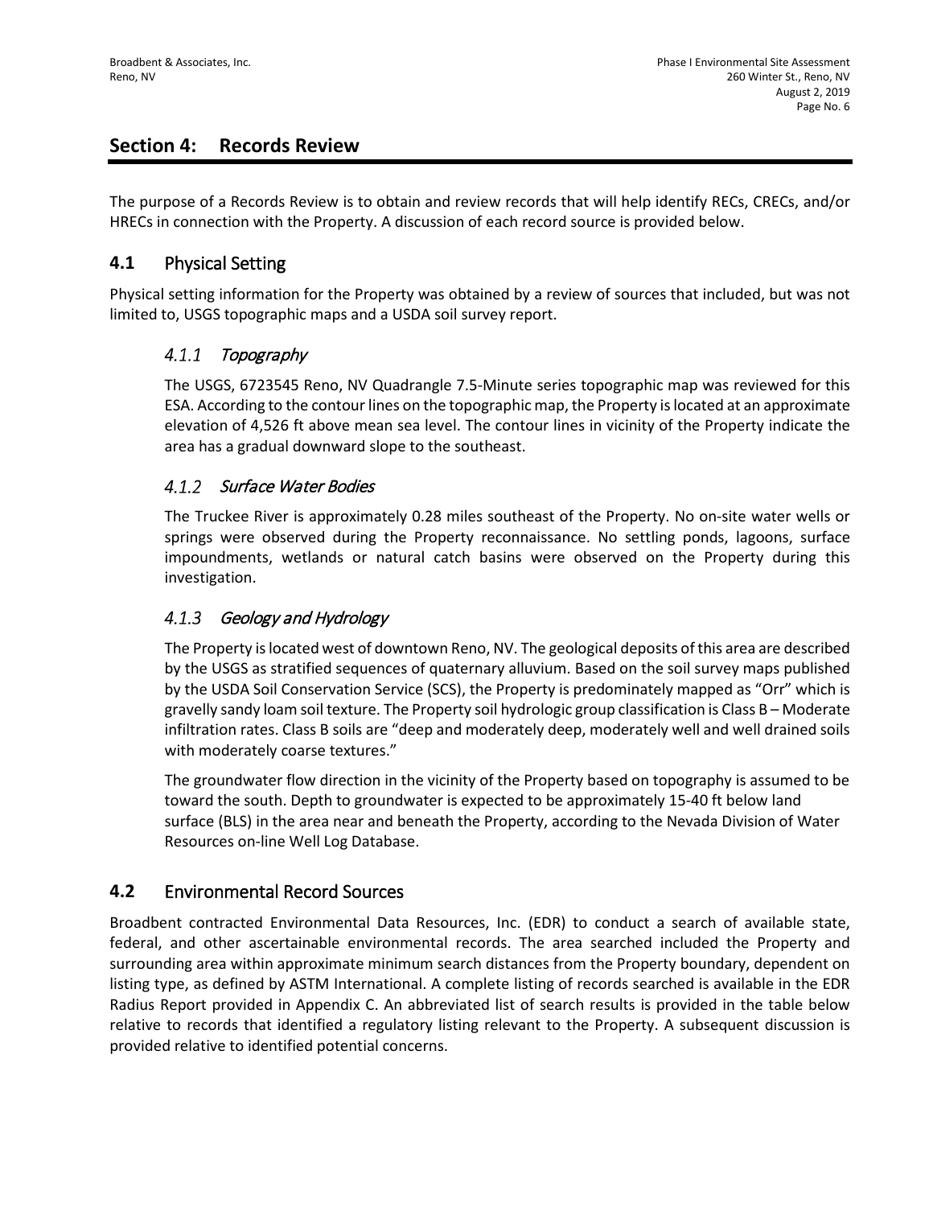## Section 4: Records Review

The purpose of a Records Review is to obtain and review records that will help identify RECs, CRECs, and/or HRECs in connection with the Property. A discussion of each record source is provided below.

### 4.1 Physical Setting

Physical setting information for the Property was obtained by a review of sources that included, but was not limited to, USGS topographic maps and a USDA soil survey report.

#### *4.1.1 Topography*

The USGS, 6723545 Reno, NV Quadrangle 7.5-Minute series topographic map was reviewed for this ESA. According to the contour lines on the topographic map, the Property is located at an approximate elevation of 4,526 ft above mean sea level. The contour lines in vicinity of the Property indicate the area has a gradual downward slope to the southeast.

#### *4.1.2 Surface Water Bodies*

The Truckee River is approximately 0.28 miles southeast of the Property. No on-site water wells or springs were observed during the Property reconnaissance. No settling ponds, lagoons, surface impoundments, wetlands or natural catch basins were observed on the Property during this investigation.

#### *4.1.3 Geology and Hydrology*

The Property is located west of downtown Reno, NV. The geological deposits of this area are described by the USGS as stratified sequences of quaternary alluvium. Based on the soil survey maps published by the USDA Soil Conservation Service (SCS), the Property is predominately mapped as "Orr" which is gravelly sandy loam soil texture. The Property soil hydrologic group classification is Class B – Moderate infiltration rates. Class B soils are "deep and moderately deep, moderately well and well drained soils with moderately coarse textures."

The groundwater flow direction in the vicinity of the Property based on topography is assumed to be toward the south. Depth to groundwater is expected to be approximately 15-40 ft below land surface (BLS) in the area near and beneath the Property, according to the Nevada Division of Water Resources on-line Well Log Database.

### 4.2 Environmental Record Sources

Broadbent contracted Environmental Data Resources, Inc. (EDR) to conduct a search of available state, federal, and other ascertainable environmental records. The area searched included the Property and surrounding area within approximate minimum search distances from the Property boundary, dependent on listing type, as defined by ASTM International. A complete listing of records searched is available in the EDR Radius Report provided in Appendix C. An abbreviated list of search results is provided in the table below relative to records that identified a regulatory listing relevant to the Property. A subsequent discussion is provided relative to identified potential concerns.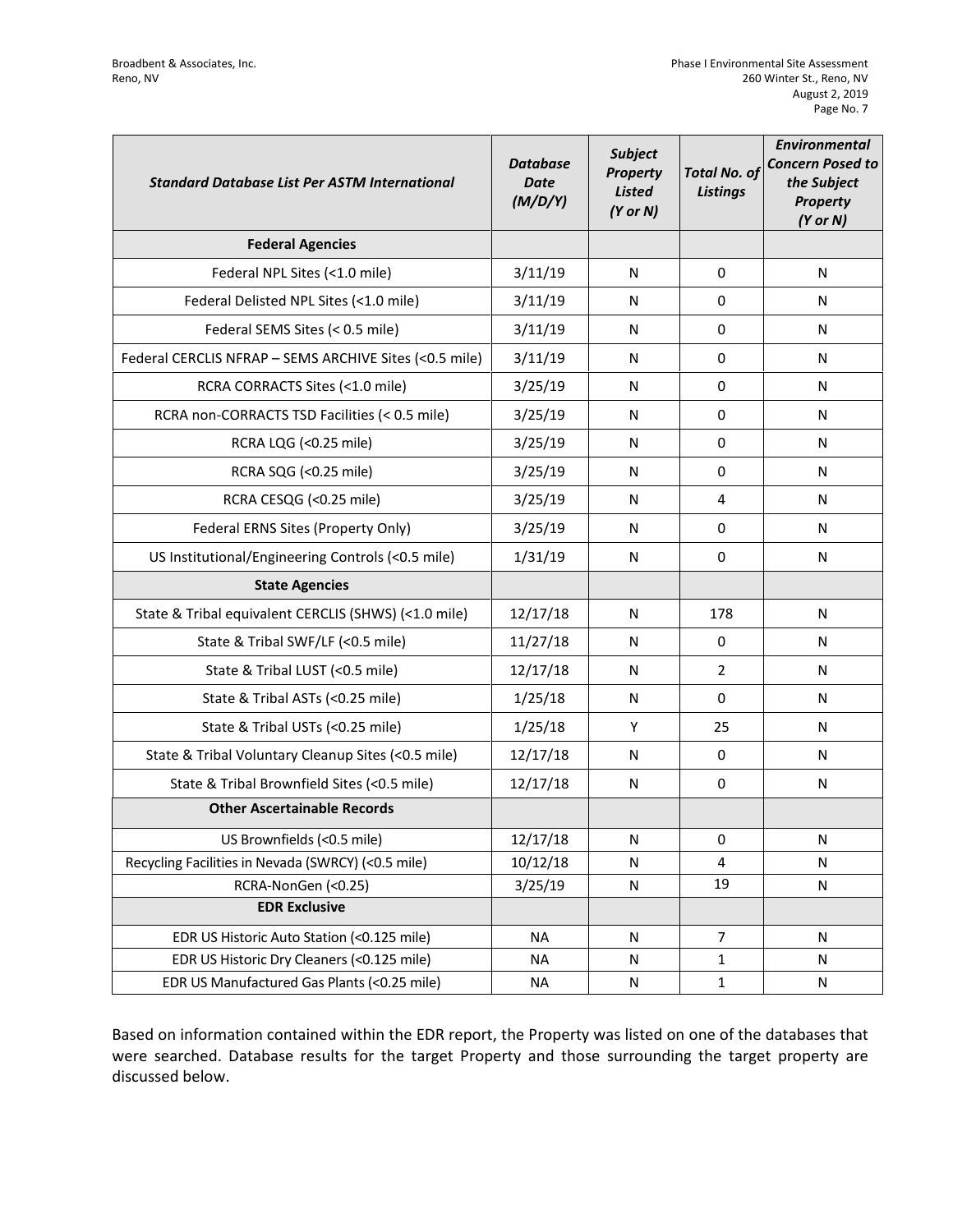| *Standard Database List Per ASTM International* | *Database Date (M/D/Y)* | *Subject Property Listed (Y or N)* | *Total No. of Listings* | *Environmental Concern Posed to the Subject Property (Y or N)* |
|---|---|---|---|---|
| **Federal Agencies** | | | | |
| Federal NPL Sites (<1.0 mile) | 3/11/19 | N | 0 | N |
| Federal Delisted NPL Sites (<1.0 mile) | 3/11/19 | N | 0 | N |
| Federal SEMS Sites (< 0.5 mile) | 3/11/19 | N | 0 | N |
| Federal CERCLIS NFRAP – SEMS ARCHIVE Sites (<0.5 mile) | 3/11/19 | N | 0 | N |
| RCRA CORRACTS Sites (<1.0 mile) | 3/25/19 | N | 0 | N |
| RCRA non-CORRACTS TSD Facilities (< 0.5 mile) | 3/25/19 | N | 0 | N |
| RCRA LQG (<0.25 mile) | 3/25/19 | N | 0 | N |
| RCRA SQG (<0.25 mile) | 3/25/19 | N | 0 | N |
| RCRA CESQG (<0.25 mile) | 3/25/19 | N | 4 | N |
| Federal ERNS Sites (Property Only) | 3/25/19 | N | 0 | N |
| US Institutional/Engineering Controls (<0.5 mile) | 1/31/19 | N | 0 | N |
| **State Agencies** | | | | |
| State & Tribal equivalent CERCLIS (SHWS) (<1.0 mile) | 12/17/18 | N | 178 | N |
| State & Tribal SWF/LF (<0.5 mile) | 11/27/18 | N | 0 | N |
| State & Tribal LUST (<0.5 mile) | 12/17/18 | N | 2 | N |
| State & Tribal ASTs (<0.25 mile) | 1/25/18 | N | 0 | N |
| State & Tribal USTs (<0.25 mile) | 1/25/18 | Y | 25 | N |
| State & Tribal Voluntary Cleanup Sites (<0.5 mile) | 12/17/18 | N | 0 | N |
| State & Tribal Brownfield Sites (<0.5 mile) | 12/17/18 | N | 0 | N |
| **Other Ascertainable Records** | | | | |
| US Brownfields (<0.5 mile) | 12/17/18 | N | 0 | N |
| Recycling Facilities in Nevada (SWRCY) (<0.5 mile) | 10/12/18 | N | 4 | N |
| RCRA-NonGen (<0.25) | 3/25/19 | N | 19 | N |
| **EDR Exclusive** | | | | |
| EDR US Historic Auto Station (<0.125 mile) | NA | N | 7 | N |
| EDR US Historic Dry Cleaners (<0.125 mile) | NA | N | 1 | N |
| EDR US Manufactured Gas Plants (<0.25 mile) | NA | N | 1 | N |

Based on information contained within the EDR report, the Property was listed on one of the databases that were searched. Database results for the target Property and those surrounding the target property are discussed below.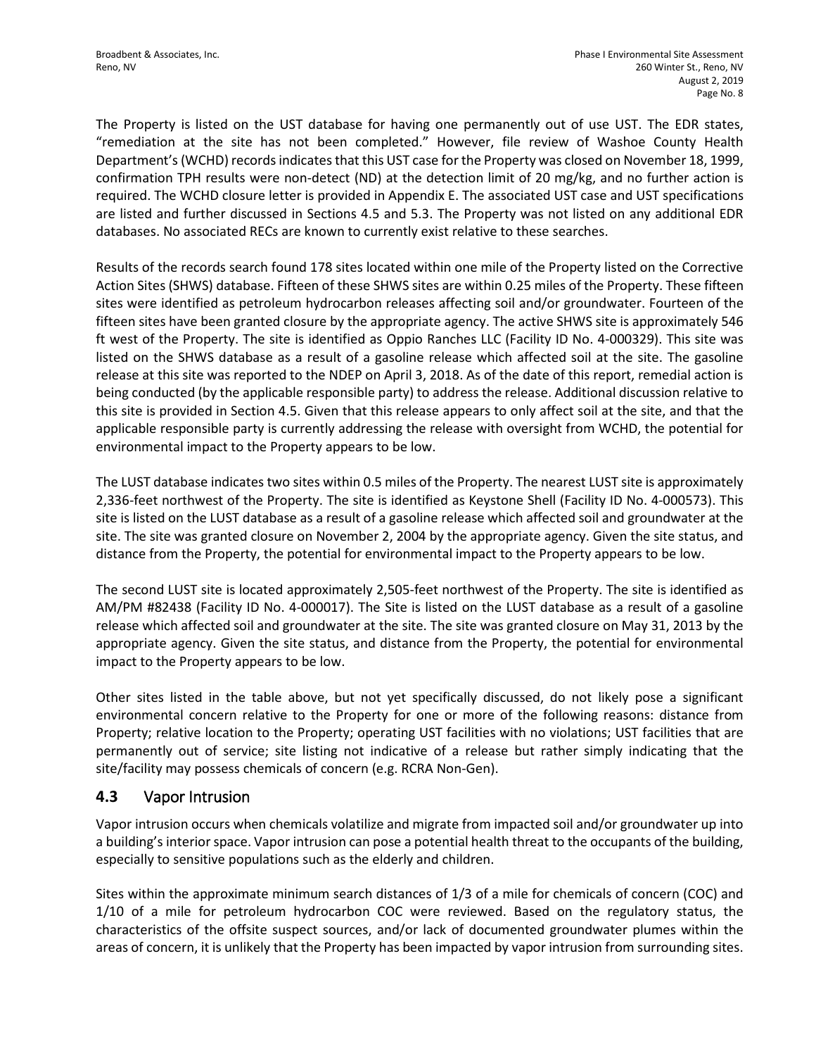The Property is listed on the UST database for having one permanently out of use UST. The EDR states, "remediation at the site has not been completed." However, file review of Washoe County Health Department's (WCHD) records indicates that this UST case for the Property was closed on November 18, 1999, confirmation TPH results were non-detect (ND) at the detection limit of 20 mg/kg, and no further action is required. The WCHD closure letter is provided in Appendix E. The associated UST case and UST specifications are listed and further discussed in Sections 4.5 and 5.3. The Property was not listed on any additional EDR databases. No associated RECs are known to currently exist relative to these searches.

Results of the records search found 178 sites located within one mile of the Property listed on the Corrective Action Sites (SHWS) database. Fifteen of these SHWS sites are within 0.25 miles of the Property. These fifteen sites were identified as petroleum hydrocarbon releases affecting soil and/or groundwater. Fourteen of the fifteen sites have been granted closure by the appropriate agency. The active SHWS site is approximately 546 ft west of the Property. The site is identified as Oppio Ranches LLC (Facility ID No. 4-000329). This site was listed on the SHWS database as a result of a gasoline release which affected soil at the site. The gasoline release at this site was reported to the NDEP on April 3, 2018. As of the date of this report, remedial action is being conducted (by the applicable responsible party) to address the release. Additional discussion relative to this site is provided in Section 4.5. Given that this release appears to only affect soil at the site, and that the applicable responsible party is currently addressing the release with oversight from WCHD, the potential for environmental impact to the Property appears to be low.

The LUST database indicates two sites within 0.5 miles of the Property. The nearest LUST site is approximately 2,336-feet northwest of the Property. The site is identified as Keystone Shell (Facility ID No. 4-000573). This site is listed on the LUST database as a result of a gasoline release which affected soil and groundwater at the site. The site was granted closure on November 2, 2004 by the appropriate agency. Given the site status, and distance from the Property, the potential for environmental impact to the Property appears to be low.

The second LUST site is located approximately 2,505-feet northwest of the Property. The site is identified as AM/PM #82438 (Facility ID No. 4-000017). The Site is listed on the LUST database as a result of a gasoline release which affected soil and groundwater at the site. The site was granted closure on May 31, 2013 by the appropriate agency. Given the site status, and distance from the Property, the potential for environmental impact to the Property appears to be low.

Other sites listed in the table above, but not yet specifically discussed, do not likely pose a significant environmental concern relative to the Property for one or more of the following reasons: distance from Property; relative location to the Property; operating UST facilities with no violations; UST facilities that are permanently out of service; site listing not indicative of a release but rather simply indicating that the site/facility may possess chemicals of concern (e.g. RCRA Non-Gen).

## 4.3 Vapor Intrusion

Vapor intrusion occurs when chemicals volatilize and migrate from impacted soil and/or groundwater up into a building's interior space. Vapor intrusion can pose a potential health threat to the occupants of the building, especially to sensitive populations such as the elderly and children.

Sites within the approximate minimum search distances of 1/3 of a mile for chemicals of concern (COC) and 1/10 of a mile for petroleum hydrocarbon COC were reviewed. Based on the regulatory status, the characteristics of the offsite suspect sources, and/or lack of documented groundwater plumes within the areas of concern, it is unlikely that the Property has been impacted by vapor intrusion from surrounding sites.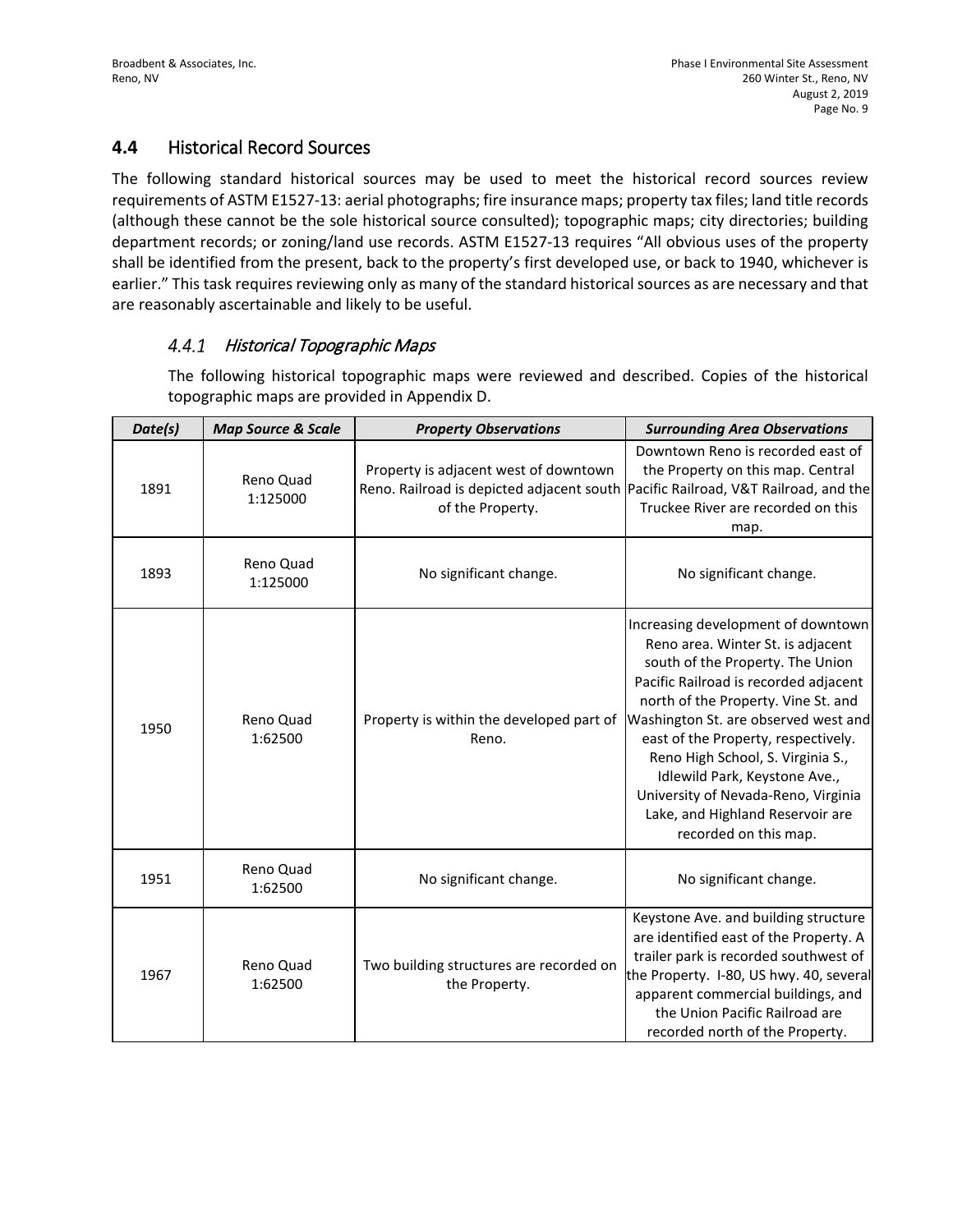## 4.4 Historical Record Sources

The following standard historical sources may be used to meet the historical record sources review requirements of ASTM E1527-13: aerial photographs; fire insurance maps; property tax files; land title records (although these cannot be the sole historical source consulted); topographic maps; city directories; building department records; or zoning/land use records. ASTM E1527-13 requires "All obvious uses of the property shall be identified from the present, back to the property's first developed use, or back to 1940, whichever is earlier." This task requires reviewing only as many of the standard historical sources as are necessary and that are reasonably ascertainable and likely to be useful.

### 4.4.1 *Historical Topographic Maps*

The following historical topographic maps were reviewed and described. Copies of the historical topographic maps are provided in Appendix D.

| *Date(s)* | *Map Source & Scale* | *Property Observations* | *Surrounding Area Observations* |
|---|---|---|---|
| 1891 | Reno Quad 1:125000 | Property is adjacent west of downtown Reno. Railroad is depicted adjacent south of the Property. | Downtown Reno is recorded east of the Property on this map. Central Pacific Railroad, V&T Railroad, and the Truckee River are recorded on this map. |
| 1893 | Reno Quad 1:125000 | No significant change. | No significant change. |
| 1950 | Reno Quad 1:62500 | Property is within the developed part of Reno. | Increasing development of downtown Reno area. Winter St. is adjacent south of the Property. The Union Pacific Railroad is recorded adjacent north of the Property. Vine St. and Washington St. are observed west and east of the Property, respectively. Reno High School, S. Virginia S., Idlewild Park, Keystone Ave., University of Nevada-Reno, Virginia Lake, and Highland Reservoir are recorded on this map. |
| 1951 | Reno Quad 1:62500 | No significant change. | No significant change. |
| 1967 | Reno Quad 1:62500 | Two building structures are recorded on the Property. | Keystone Ave. and building structure are identified east of the Property. A trailer park is recorded southwest of the Property. I-80, US hwy. 40, several apparent commercial buildings, and the Union Pacific Railroad are recorded north of the Property. |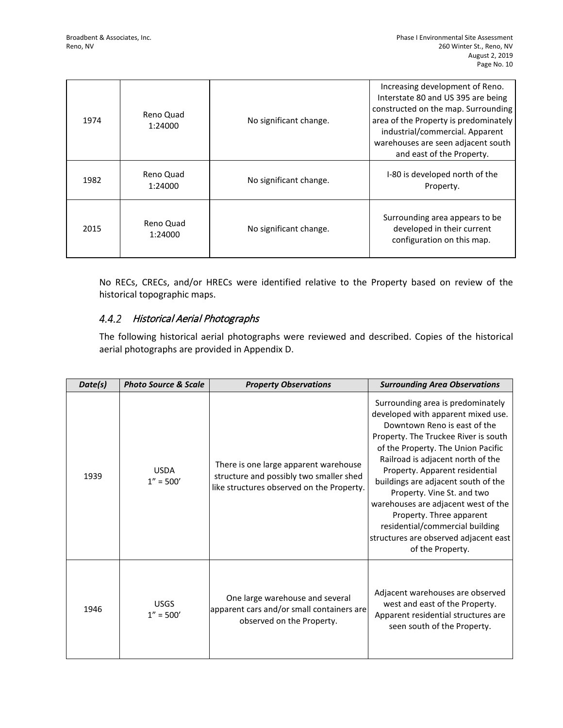| | | | |
|---|---|---|---|
| 1974 | Reno Quad 1:24000 | No significant change. | Increasing development of Reno. Interstate 80 and US 395 are being constructed on the map. Surrounding area of the Property is predominately industrial/commercial. Apparent warehouses are seen adjacent south and east of the Property. |
| 1982 | Reno Quad 1:24000 | No significant change. | I-80 is developed north of the Property. |
| 2015 | Reno Quad 1:24000 | No significant change. | Surrounding area appears to be developed in their current configuration on this map. |

No RECs, CRECs, and/or HRECs were identified relative to the Property based on review of the historical topographic maps.

### *4.4.2 Historical Aerial Photographs*

The following historical aerial photographs were reviewed and described. Copies of the historical aerial photographs are provided in Appendix D.

| ***Date(s)*** | ***Photo Source & Scale*** | ***Property Observations*** | ***Surrounding Area Observations*** |
|---|---|---|---|
| 1939 | USDA 1" = 500' | There is one large apparent warehouse structure and possibly two smaller shed like structures observed on the Property. | Surrounding area is predominately developed with apparent mixed use. Downtown Reno is east of the Property. The Truckee River is south of the Property. The Union Pacific Railroad is adjacent north of the Property. Apparent residential buildings are adjacent south of the Property. Vine St. and two warehouses are adjacent west of the Property. Three apparent residential/commercial building structures are observed adjacent east of the Property. |
| 1946 | USGS 1" = 500' | One large warehouse and several apparent cars and/or small containers are observed on the Property. | Adjacent warehouses are observed west and east of the Property. Apparent residential structures are seen south of the Property. |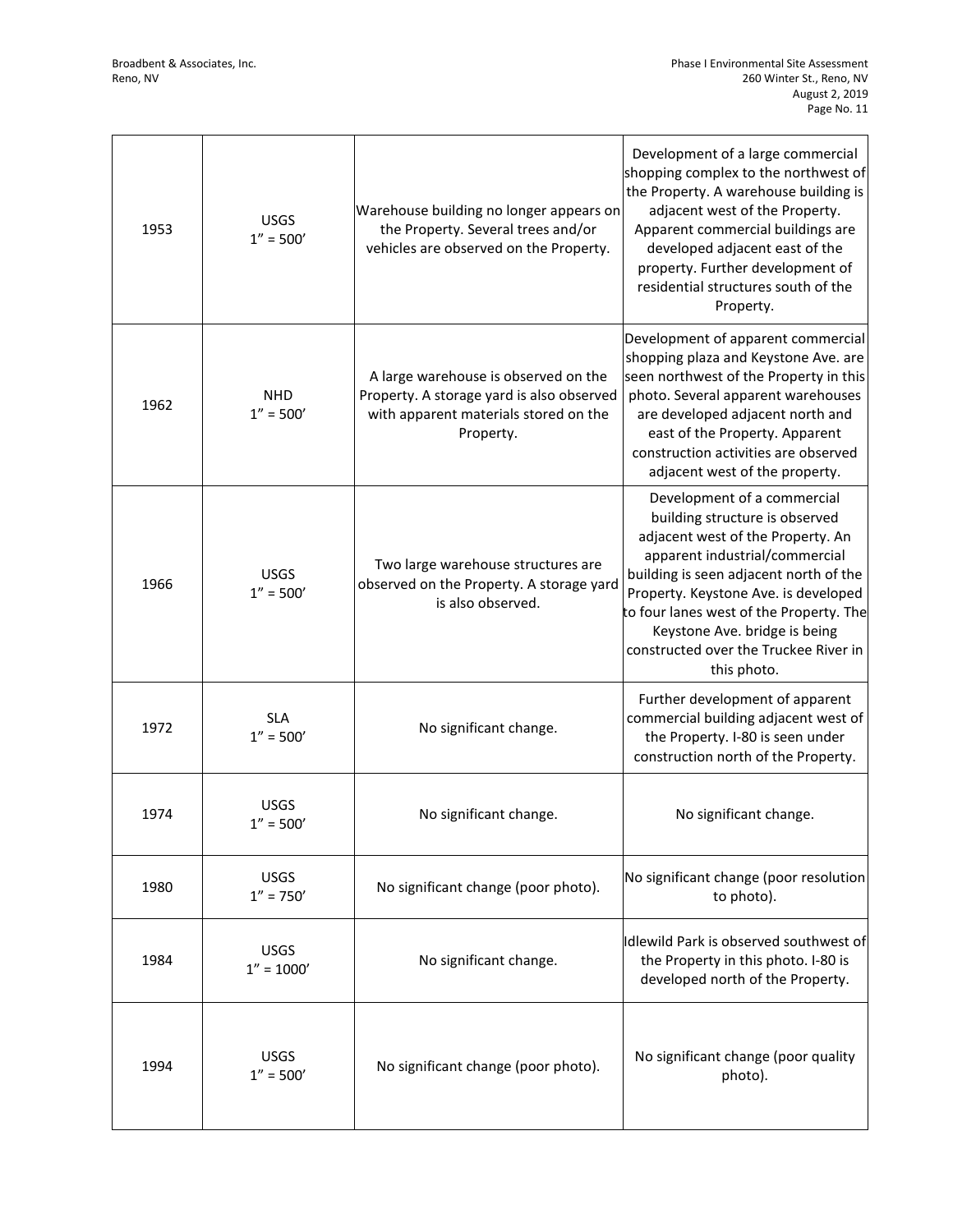| | | | |
|---|---|---|---|
| 1953 | USGS 1" = 500' | Warehouse building no longer appears on the Property. Several trees and/or vehicles are observed on the Property. | Development of a large commercial shopping complex to the northwest of the Property. A warehouse building is adjacent west of the Property. Apparent commercial buildings are developed adjacent east of the property. Further development of residential structures south of the Property. |
| 1962 | NHD 1" = 500' | A large warehouse is observed on the Property. A storage yard is also observed with apparent materials stored on the Property. | Development of apparent commercial shopping plaza and Keystone Ave. are seen northwest of the Property in this photo. Several apparent warehouses are developed adjacent north and east of the Property. Apparent construction activities are observed adjacent west of the property. |
| 1966 | USGS 1" = 500' | Two large warehouse structures are observed on the Property. A storage yard is also observed. | Development of a commercial building structure is observed adjacent west of the Property. An apparent industrial/commercial building is seen adjacent north of the Property. Keystone Ave. is developed to four lanes west of the Property. The Keystone Ave. bridge is being constructed over the Truckee River in this photo. |
| 1972 | SLA 1" = 500' | No significant change. | Further development of apparent commercial building adjacent west of the Property. I-80 is seen under construction north of the Property. |
| 1974 | USGS 1" = 500' | No significant change. | No significant change. |
| 1980 | USGS 1" = 750' | No significant change (poor photo). | No significant change (poor resolution to photo). |
| 1984 | USGS 1" = 1000' | No significant change. | Idlewild Park is observed southwest of the Property in this photo. I-80 is developed north of the Property. |
| 1994 | USGS 1" = 500' | No significant change (poor photo). | No significant change (poor quality photo). |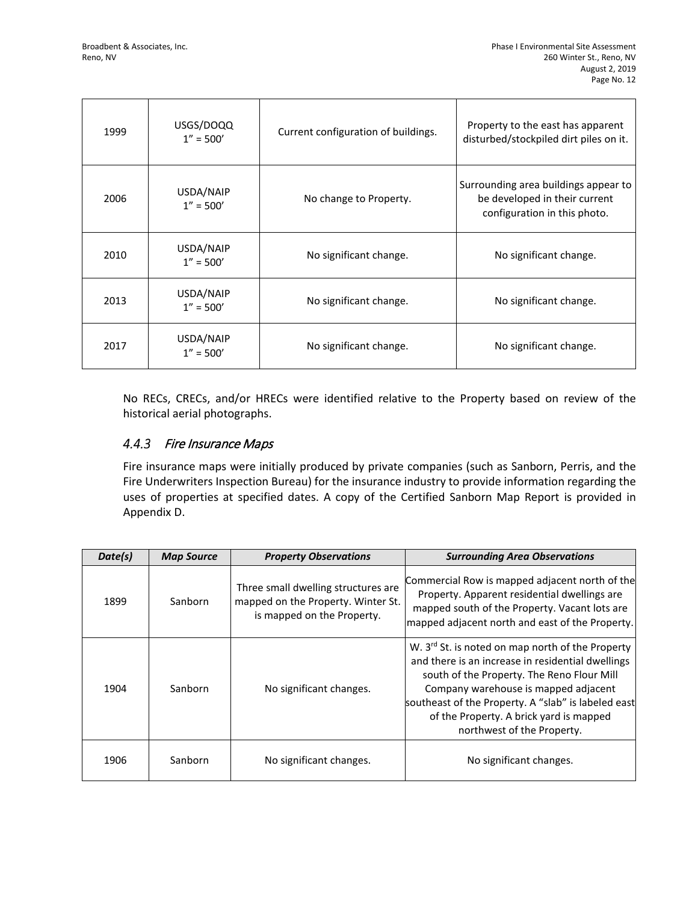| 1999 | USGS/DOQQ 1" = 500' | Current configuration of buildings. | Property to the east has apparent disturbed/stockpiled dirt piles on it. |
|---|---|---|---|
| 2006 | USDA/NAIP 1" = 500' | No change to Property. | Surrounding area buildings appear to be developed in their current configuration in this photo. |
| 2010 | USDA/NAIP 1" = 500' | No significant change. | No significant change. |
| 2013 | USDA/NAIP 1" = 500' | No significant change. | No significant change. |
| 2017 | USDA/NAIP 1" = 500' | No significant change. | No significant change. |

No RECs, CRECs, and/or HRECs were identified relative to the Property based on review of the historical aerial photographs.

### *4.4.3 Fire Insurance Maps*

Fire insurance maps were initially produced by private companies (such as Sanborn, Perris, and the Fire Underwriters Inspection Bureau) for the insurance industry to provide information regarding the uses of properties at specified dates. A copy of the Certified Sanborn Map Report is provided in Appendix D.

| *Date(s)* | *Map Source* | *Property Observations* | *Surrounding Area Observations* |
|---|---|---|---|
| 1899 | Sanborn | Three small dwelling structures are mapped on the Property. Winter St. is mapped on the Property. | Commercial Row is mapped adjacent north of the Property. Apparent residential dwellings are mapped south of the Property. Vacant lots are mapped adjacent north and east of the Property. |
| 1904 | Sanborn | No significant changes. | W. 3rd St. is noted on map north of the Property and there is an increase in residential dwellings south of the Property. The Reno Flour Mill Company warehouse is mapped adjacent southeast of the Property. A "slab" is labeled east of the Property. A brick yard is mapped northwest of the Property. |
| 1906 | Sanborn | No significant changes. | No significant changes. |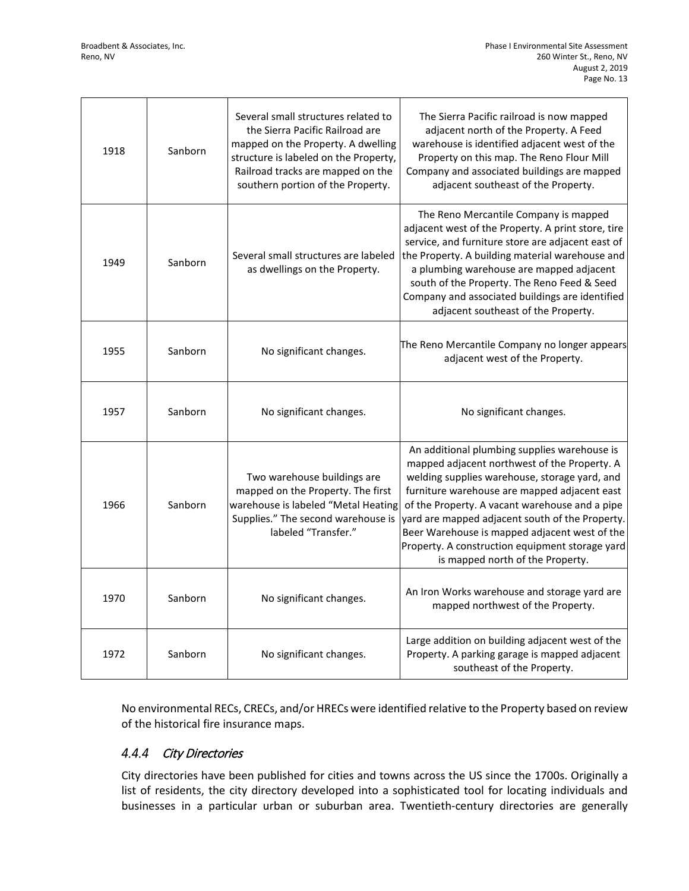| 1918 | Sanborn | Several small structures related to the Sierra Pacific Railroad are mapped on the Property. A dwelling structure is labeled on the Property, Railroad tracks are mapped on the southern portion of the Property. | The Sierra Pacific railroad is now mapped adjacent north of the Property. A Feed warehouse is identified adjacent west of the Property on this map. The Reno Flour Mill Company and associated buildings are mapped adjacent southeast of the Property. |
|---|---|---|---|
| 1949 | Sanborn | Several small structures are labeled as dwellings on the Property. | The Reno Mercantile Company is mapped adjacent west of the Property. A print store, tire service, and furniture store are adjacent east of the Property. A building material warehouse and a plumbing warehouse are mapped adjacent south of the Property. The Reno Feed & Seed Company and associated buildings are identified adjacent southeast of the Property. |
| 1955 | Sanborn | No significant changes. | The Reno Mercantile Company no longer appears adjacent west of the Property. |
| 1957 | Sanborn | No significant changes. | No significant changes. |
| 1966 | Sanborn | Two warehouse buildings are mapped on the Property. The first warehouse is labeled "Metal Heating Supplies." The second warehouse is labeled "Transfer." | An additional plumbing supplies warehouse is mapped adjacent northwest of the Property. A welding supplies warehouse, storage yard, and furniture warehouse are mapped adjacent east of the Property. A vacant warehouse and a pipe yard are mapped adjacent south of the Property. Beer Warehouse is mapped adjacent west of the Property. A construction equipment storage yard is mapped north of the Property. |
| 1970 | Sanborn | No significant changes. | An Iron Works warehouse and storage yard are mapped northwest of the Property. |
| 1972 | Sanborn | No significant changes. | Large addition on building adjacent west of the Property. A parking garage is mapped adjacent southeast of the Property. |

No environmental RECs, CRECs, and/or HRECs were identified relative to the Property based on review of the historical fire insurance maps.

### *4.4.4 City Directories*

City directories have been published for cities and towns across the US since the 1700s. Originally a list of residents, the city directory developed into a sophisticated tool for locating individuals and businesses in a particular urban or suburban area. Twentieth-century directories are generally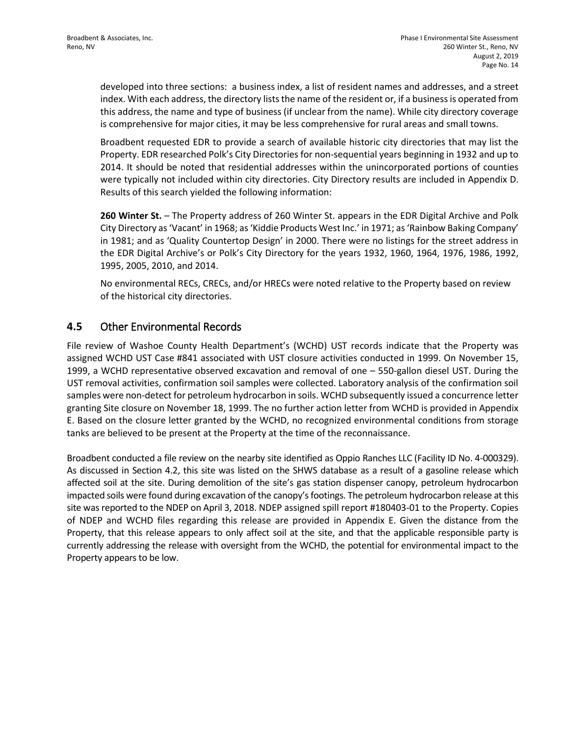developed into three sections: a business index, a list of resident names and addresses, and a street index. With each address, the directory lists the name of the resident or, if a business is operated from this address, the name and type of business (if unclear from the name). While city directory coverage is comprehensive for major cities, it may be less comprehensive for rural areas and small towns.

Broadbent requested EDR to provide a search of available historic city directories that may list the Property. EDR researched Polk's City Directories for non-sequential years beginning in 1932 and up to 2014. It should be noted that residential addresses within the unincorporated portions of counties were typically not included within city directories. City Directory results are included in Appendix D. Results of this search yielded the following information:

**260 Winter St.** – The Property address of 260 Winter St. appears in the EDR Digital Archive and Polk City Directory as 'Vacant' in 1968; as 'Kiddie Products West Inc.' in 1971; as 'Rainbow Baking Company' in 1981; and as 'Quality Countertop Design' in 2000. There were no listings for the street address in the EDR Digital Archive's or Polk's City Directory for the years 1932, 1960, 1964, 1976, 1986, 1992, 1995, 2005, 2010, and 2014.

No environmental RECs, CRECs, and/or HRECs were noted relative to the Property based on review of the historical city directories.

## 4.5 Other Environmental Records

File review of Washoe County Health Department's (WCHD) UST records indicate that the Property was assigned WCHD UST Case #841 associated with UST closure activities conducted in 1999. On November 15, 1999, a WCHD representative observed excavation and removal of one – 550-gallon diesel UST. During the UST removal activities, confirmation soil samples were collected. Laboratory analysis of the confirmation soil samples were non-detect for petroleum hydrocarbon in soils. WCHD subsequently issued a concurrence letter granting Site closure on November 18, 1999. The no further action letter from WCHD is provided in Appendix E. Based on the closure letter granted by the WCHD, no recognized environmental conditions from storage tanks are believed to be present at the Property at the time of the reconnaissance.

Broadbent conducted a file review on the nearby site identified as Oppio Ranches LLC (Facility ID No. 4-000329). As discussed in Section 4.2, this site was listed on the SHWS database as a result of a gasoline release which affected soil at the site. During demolition of the site's gas station dispenser canopy, petroleum hydrocarbon impacted soils were found during excavation of the canopy's footings. The petroleum hydrocarbon release at this site was reported to the NDEP on April 3, 2018. NDEP assigned spill report #180403-01 to the Property. Copies of NDEP and WCHD files regarding this release are provided in Appendix E. Given the distance from the Property, that this release appears to only affect soil at the site, and that the applicable responsible party is currently addressing the release with oversight from the WCHD, the potential for environmental impact to the Property appears to be low.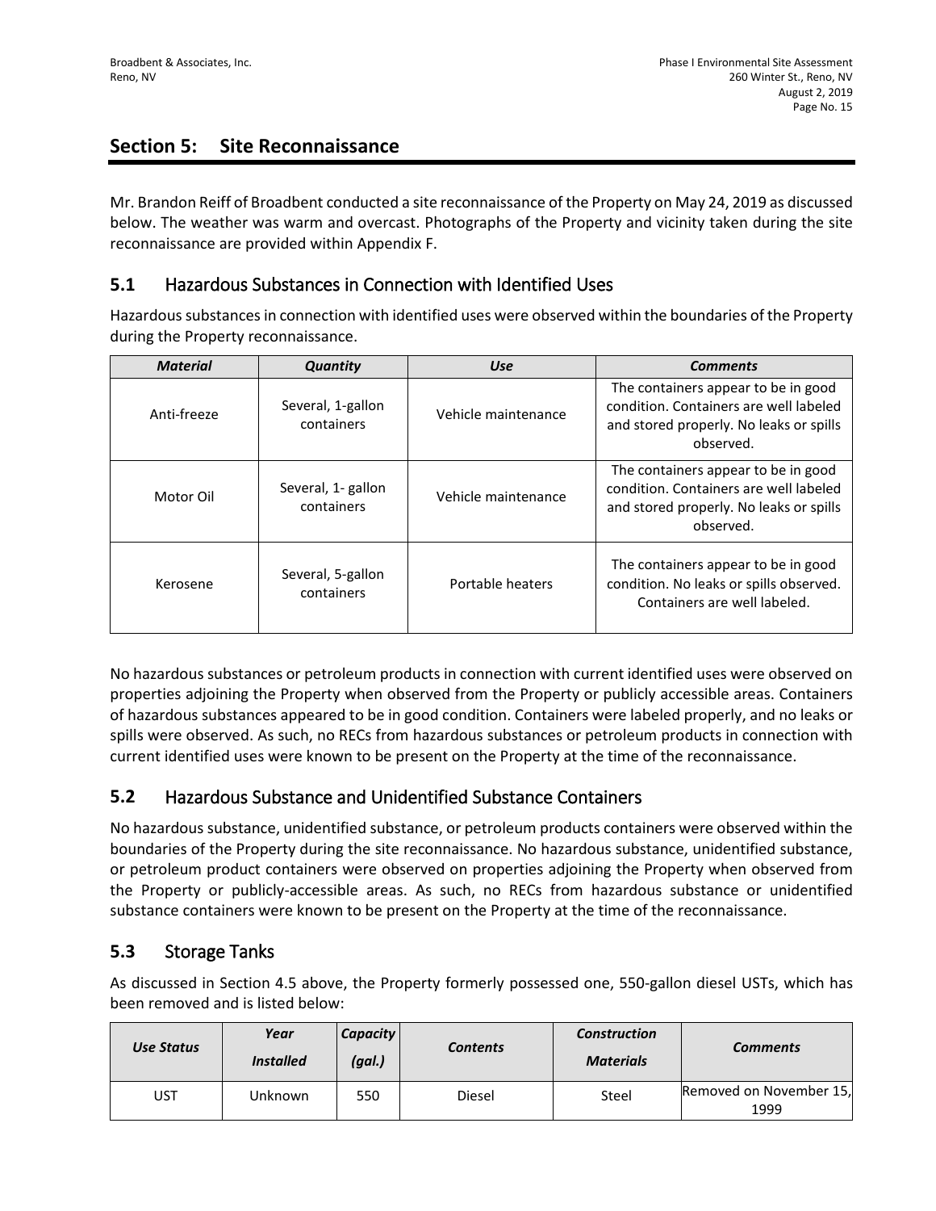## Section 5: Site Reconnaissance

Mr. Brandon Reiff of Broadbent conducted a site reconnaissance of the Property on May 24, 2019 as discussed below. The weather was warm and overcast. Photographs of the Property and vicinity taken during the site reconnaissance are provided within Appendix F.

### 5.1 Hazardous Substances in Connection with Identified Uses

Hazardous substances in connection with identified uses were observed within the boundaries of the Property during the Property reconnaissance.

| *Material* | *Quantity* | *Use* | *Comments* |
|---|---|---|---|
| Anti-freeze | Several, 1-gallon containers | Vehicle maintenance | The containers appear to be in good condition. Containers are well labeled and stored properly. No leaks or spills observed. |
| Motor Oil | Several, 1- gallon containers | Vehicle maintenance | The containers appear to be in good condition. Containers are well labeled and stored properly. No leaks or spills observed. |
| Kerosene | Several, 5-gallon containers | Portable heaters | The containers appear to be in good condition. No leaks or spills observed. Containers are well labeled. |

No hazardous substances or petroleum products in connection with current identified uses were observed on properties adjoining the Property when observed from the Property or publicly accessible areas. Containers of hazardous substances appeared to be in good condition. Containers were labeled properly, and no leaks or spills were observed. As such, no RECs from hazardous substances or petroleum products in connection with current identified uses were known to be present on the Property at the time of the reconnaissance.

### 5.2 Hazardous Substance and Unidentified Substance Containers

No hazardous substance, unidentified substance, or petroleum products containers were observed within the boundaries of the Property during the site reconnaissance. No hazardous substance, unidentified substance, or petroleum product containers were observed on properties adjoining the Property when observed from the Property or publicly-accessible areas. As such, no RECs from hazardous substance or unidentified substance containers were known to be present on the Property at the time of the reconnaissance.

### 5.3 Storage Tanks

As discussed in Section 4.5 above, the Property formerly possessed one, 550-gallon diesel USTs, which has been removed and is listed below:

| *Use Status* | *Year Installed* | *Capacity (gal.)* | *Contents* | *Construction Materials* | *Comments* |
|---|---|---|---|---|---|
| UST | Unknown | 550 | Diesel | Steel | Removed on November 15, 1999 |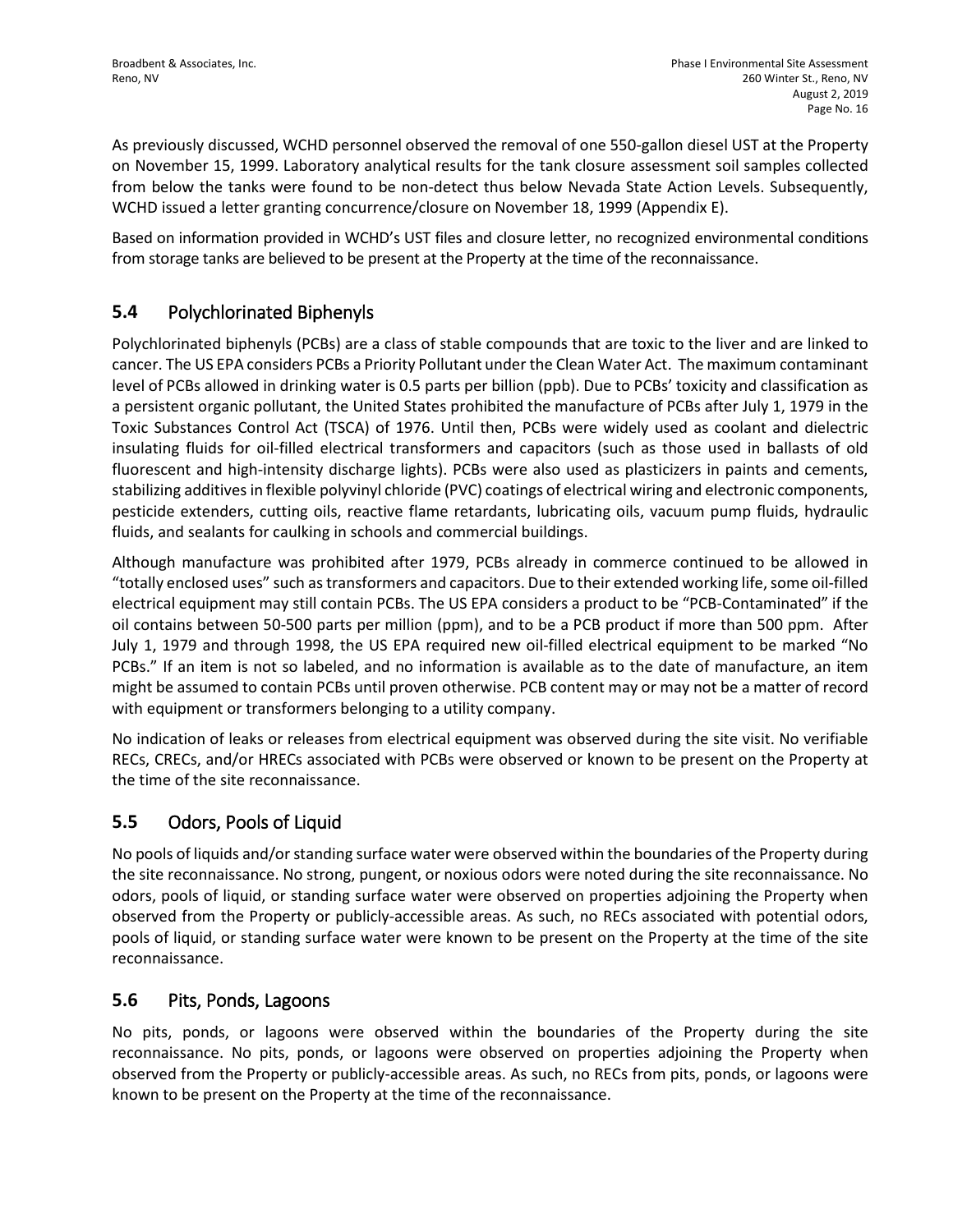As previously discussed, WCHD personnel observed the removal of one 550-gallon diesel UST at the Property on November 15, 1999. Laboratory analytical results for the tank closure assessment soil samples collected from below the tanks were found to be non-detect thus below Nevada State Action Levels. Subsequently, WCHD issued a letter granting concurrence/closure on November 18, 1999 (Appendix E).

Based on information provided in WCHD's UST files and closure letter, no recognized environmental conditions from storage tanks are believed to be present at the Property at the time of the reconnaissance.

## 5.4 Polychlorinated Biphenyls

Polychlorinated biphenyls (PCBs) are a class of stable compounds that are toxic to the liver and are linked to cancer. The US EPA considers PCBs a Priority Pollutant under the Clean Water Act. The maximum contaminant level of PCBs allowed in drinking water is 0.5 parts per billion (ppb). Due to PCBs' toxicity and classification as a persistent organic pollutant, the United States prohibited the manufacture of PCBs after July 1, 1979 in the Toxic Substances Control Act (TSCA) of 1976. Until then, PCBs were widely used as coolant and dielectric insulating fluids for oil-filled electrical transformers and capacitors (such as those used in ballasts of old fluorescent and high-intensity discharge lights). PCBs were also used as plasticizers in paints and cements, stabilizing additives in flexible polyvinyl chloride (PVC) coatings of electrical wiring and electronic components, pesticide extenders, cutting oils, reactive flame retardants, lubricating oils, vacuum pump fluids, hydraulic fluids, and sealants for caulking in schools and commercial buildings.

Although manufacture was prohibited after 1979, PCBs already in commerce continued to be allowed in "totally enclosed uses" such as transformers and capacitors. Due to their extended working life, some oil-filled electrical equipment may still contain PCBs. The US EPA considers a product to be "PCB-Contaminated" if the oil contains between 50-500 parts per million (ppm), and to be a PCB product if more than 500 ppm. After July 1, 1979 and through 1998, the US EPA required new oil-filled electrical equipment to be marked "No PCBs." If an item is not so labeled, and no information is available as to the date of manufacture, an item might be assumed to contain PCBs until proven otherwise. PCB content may or may not be a matter of record with equipment or transformers belonging to a utility company.

No indication of leaks or releases from electrical equipment was observed during the site visit. No verifiable RECs, CRECs, and/or HRECs associated with PCBs were observed or known to be present on the Property at the time of the site reconnaissance.

## 5.5 Odors, Pools of Liquid

No pools of liquids and/or standing surface water were observed within the boundaries of the Property during the site reconnaissance. No strong, pungent, or noxious odors were noted during the site reconnaissance. No odors, pools of liquid, or standing surface water were observed on properties adjoining the Property when observed from the Property or publicly-accessible areas. As such, no RECs associated with potential odors, pools of liquid, or standing surface water were known to be present on the Property at the time of the site reconnaissance.

## 5.6 Pits, Ponds, Lagoons

No pits, ponds, or lagoons were observed within the boundaries of the Property during the site reconnaissance. No pits, ponds, or lagoons were observed on properties adjoining the Property when observed from the Property or publicly-accessible areas. As such, no RECs from pits, ponds, or lagoons were known to be present on the Property at the time of the reconnaissance.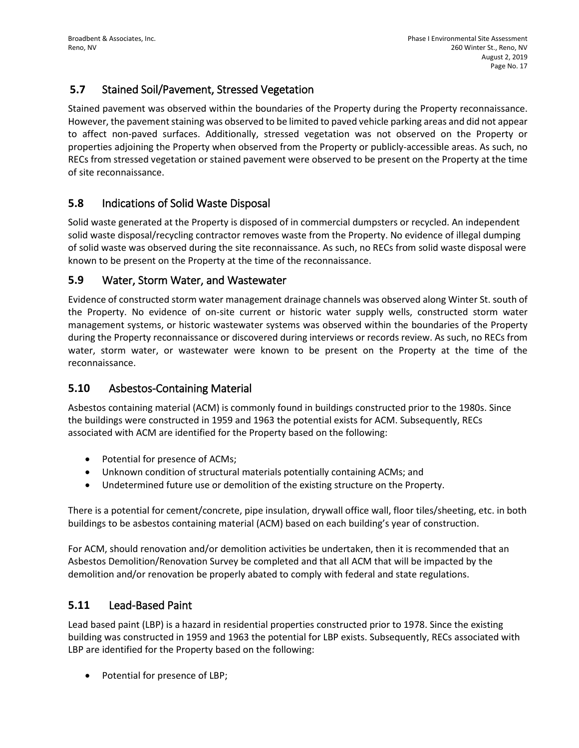## 5.7 Stained Soil/Pavement, Stressed Vegetation

Stained pavement was observed within the boundaries of the Property during the Property reconnaissance. However, the pavement staining was observed to be limited to paved vehicle parking areas and did not appear to affect non-paved surfaces. Additionally, stressed vegetation was not observed on the Property or properties adjoining the Property when observed from the Property or publicly-accessible areas. As such, no RECs from stressed vegetation or stained pavement were observed to be present on the Property at the time of site reconnaissance.

## 5.8 Indications of Solid Waste Disposal

Solid waste generated at the Property is disposed of in commercial dumpsters or recycled. An independent solid waste disposal/recycling contractor removes waste from the Property. No evidence of illegal dumping of solid waste was observed during the site reconnaissance. As such, no RECs from solid waste disposal were known to be present on the Property at the time of the reconnaissance.

## 5.9 Water, Storm Water, and Wastewater

Evidence of constructed storm water management drainage channels was observed along Winter St. south of the Property. No evidence of on-site current or historic water supply wells, constructed storm water management systems, or historic wastewater systems was observed within the boundaries of the Property during the Property reconnaissance or discovered during interviews or records review. As such, no RECs from water, storm water, or wastewater were known to be present on the Property at the time of the reconnaissance.

## 5.10 Asbestos-Containing Material

Asbestos containing material (ACM) is commonly found in buildings constructed prior to the 1980s. Since the buildings were constructed in 1959 and 1963 the potential exists for ACM. Subsequently, RECs associated with ACM are identified for the Property based on the following:

- Potential for presence of ACMs;
- Unknown condition of structural materials potentially containing ACMs; and
- Undetermined future use or demolition of the existing structure on the Property.

There is a potential for cement/concrete, pipe insulation, drywall office wall, floor tiles/sheeting, etc. in both buildings to be asbestos containing material (ACM) based on each building's year of construction.

For ACM, should renovation and/or demolition activities be undertaken, then it is recommended that an Asbestos Demolition/Renovation Survey be completed and that all ACM that will be impacted by the demolition and/or renovation be properly abated to comply with federal and state regulations.

## 5.11 Lead-Based Paint

Lead based paint (LBP) is a hazard in residential properties constructed prior to 1978. Since the existing building was constructed in 1959 and 1963 the potential for LBP exists. Subsequently, RECs associated with LBP are identified for the Property based on the following:

- Potential for presence of LBP;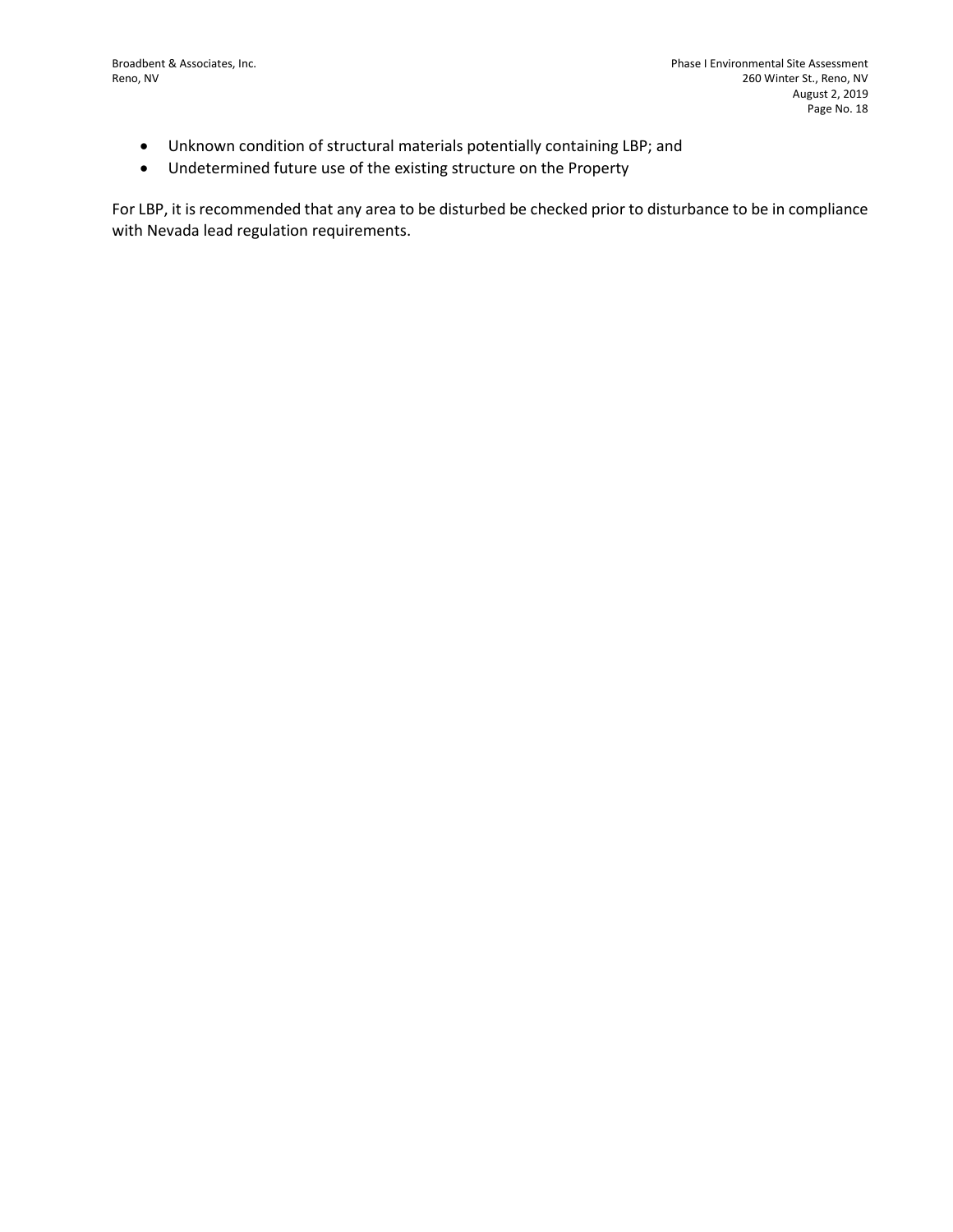- Unknown condition of structural materials potentially containing LBP; and
- Undetermined future use of the existing structure on the Property

For LBP, it is recommended that any area to be disturbed be checked prior to disturbance to be in compliance with Nevada lead regulation requirements.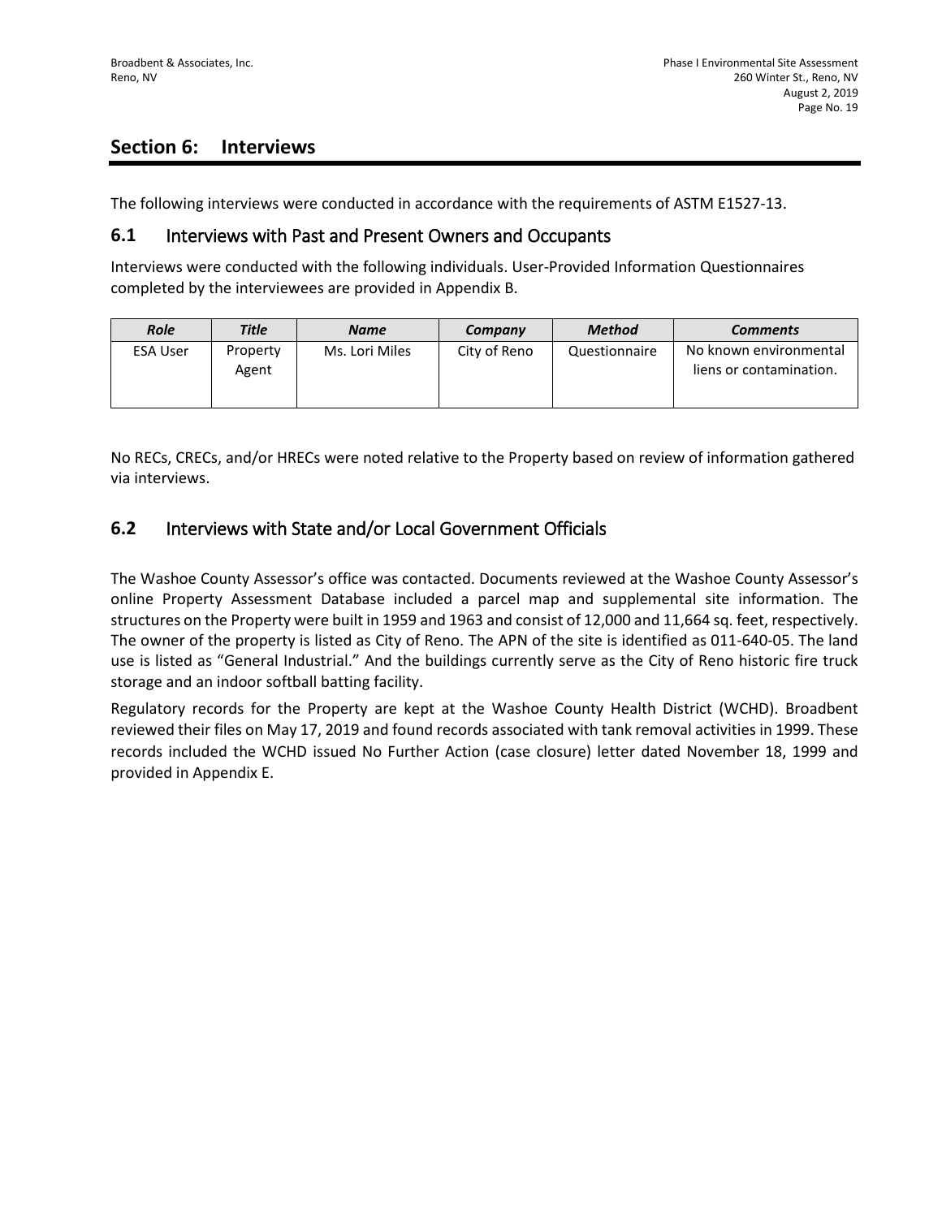## Section 6: Interviews

The following interviews were conducted in accordance with the requirements of ASTM E1527-13.

### 6.1 Interviews with Past and Present Owners and Occupants

Interviews were conducted with the following individuals. User-Provided Information Questionnaires completed by the interviewees are provided in Appendix B.

| *Role* | *Title* | *Name* | *Company* | *Method* | *Comments* |
|---|---|---|---|---|---|
| ESA User | Property Agent | Ms. Lori Miles | City of Reno | Questionnaire | No known environmental liens or contamination. |

No RECs, CRECs, and/or HRECs were noted relative to the Property based on review of information gathered via interviews.

### 6.2 Interviews with State and/or Local Government Officials

The Washoe County Assessor's office was contacted. Documents reviewed at the Washoe County Assessor's online Property Assessment Database included a parcel map and supplemental site information. The structures on the Property were built in 1959 and 1963 and consist of 12,000 and 11,664 sq. feet, respectively. The owner of the property is listed as City of Reno. The APN of the site is identified as 011-640-05. The land use is listed as "General Industrial." And the buildings currently serve as the City of Reno historic fire truck storage and an indoor softball batting facility.

Regulatory records for the Property are kept at the Washoe County Health District (WCHD). Broadbent reviewed their files on May 17, 2019 and found records associated with tank removal activities in 1999. These records included the WCHD issued No Further Action (case closure) letter dated November 18, 1999 and provided in Appendix E.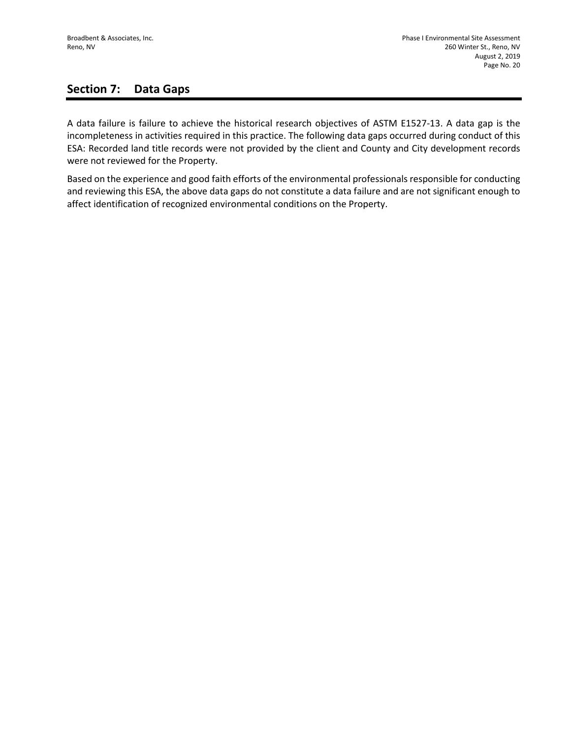## Section 7: Data Gaps

A data failure is failure to achieve the historical research objectives of ASTM E1527-13. A data gap is the incompleteness in activities required in this practice. The following data gaps occurred during conduct of this ESA: Recorded land title records were not provided by the client and County and City development records were not reviewed for the Property.

Based on the experience and good faith efforts of the environmental professionals responsible for conducting and reviewing this ESA, the above data gaps do not constitute a data failure and are not significant enough to affect identification of recognized environmental conditions on the Property.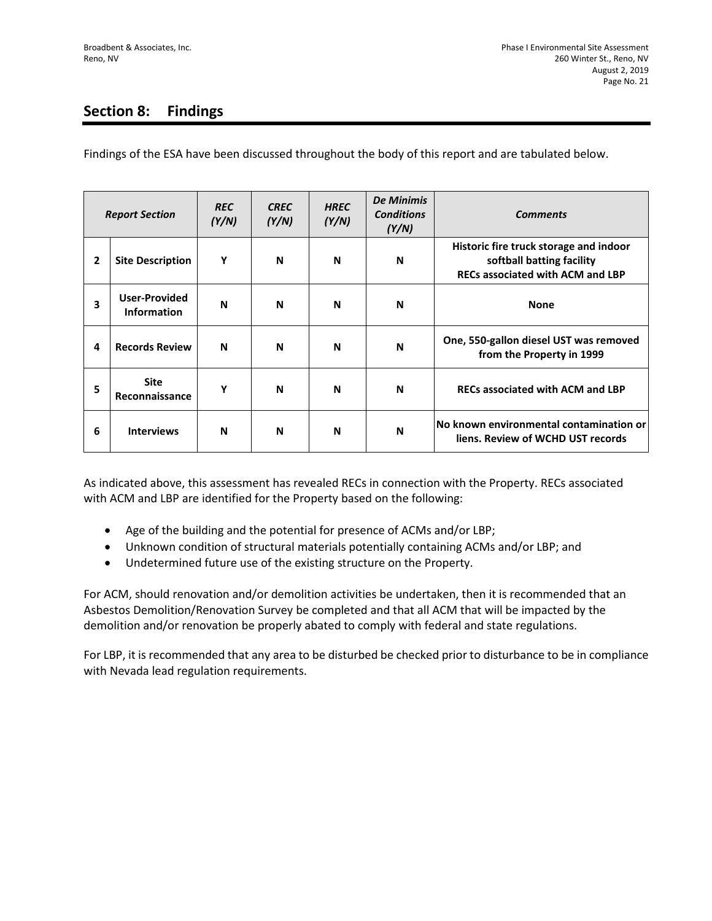## Section 8: Findings

Findings of the ESA have been discussed throughout the body of this report and are tabulated below.

| *Report Section* | | *REC (Y/N)* | *CREC (Y/N)* | *HREC (Y/N)* | *De Minimis Conditions (Y/N)* | *Comments* |
|---|---|---|---|---|---|---|
| **2** | **Site Description** | **Y** | **N** | **N** | **N** | **Historic fire truck storage and indoor softball batting facility RECs associated with ACM and LBP** |
| **3** | **User-Provided Information** | **N** | **N** | **N** | **N** | **None** |
| **4** | **Records Review** | **N** | **N** | **N** | **N** | **One, 550-gallon diesel UST was removed from the Property in 1999** |
| **5** | **Site Reconnaissance** | **Y** | **N** | **N** | **N** | **RECs associated with ACM and LBP** |
| **6** | **Interviews** | **N** | **N** | **N** | **N** | **No known environmental contamination or liens. Review of WCHD UST records** |

As indicated above, this assessment has revealed RECs in connection with the Property. RECs associated with ACM and LBP are identified for the Property based on the following:

- Age of the building and the potential for presence of ACMs and/or LBP;
- Unknown condition of structural materials potentially containing ACMs and/or LBP; and
- Undetermined future use of the existing structure on the Property.

For ACM, should renovation and/or demolition activities be undertaken, then it is recommended that an Asbestos Demolition/Renovation Survey be completed and that all ACM that will be impacted by the demolition and/or renovation be properly abated to comply with federal and state regulations.

For LBP, it is recommended that any area to be disturbed be checked prior to disturbance to be in compliance with Nevada lead regulation requirements.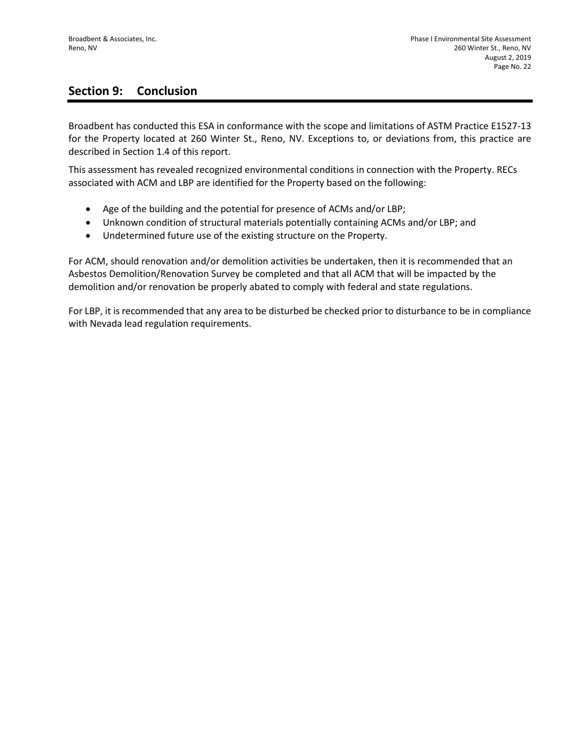## Section 9: Conclusion

Broadbent has conducted this ESA in conformance with the scope and limitations of ASTM Practice E1527-13 for the Property located at 260 Winter St., Reno, NV. Exceptions to, or deviations from, this practice are described in Section 1.4 of this report.

This assessment has revealed recognized environmental conditions in connection with the Property. RECs associated with ACM and LBP are identified for the Property based on the following:

- Age of the building and the potential for presence of ACMs and/or LBP;
- Unknown condition of structural materials potentially containing ACMs and/or LBP; and
- Undetermined future use of the existing structure on the Property.

For ACM, should renovation and/or demolition activities be undertaken, then it is recommended that an Asbestos Demolition/Renovation Survey be completed and that all ACM that will be impacted by the demolition and/or renovation be properly abated to comply with federal and state regulations.

For LBP, it is recommended that any area to be disturbed be checked prior to disturbance to be in compliance with Nevada lead regulation requirements.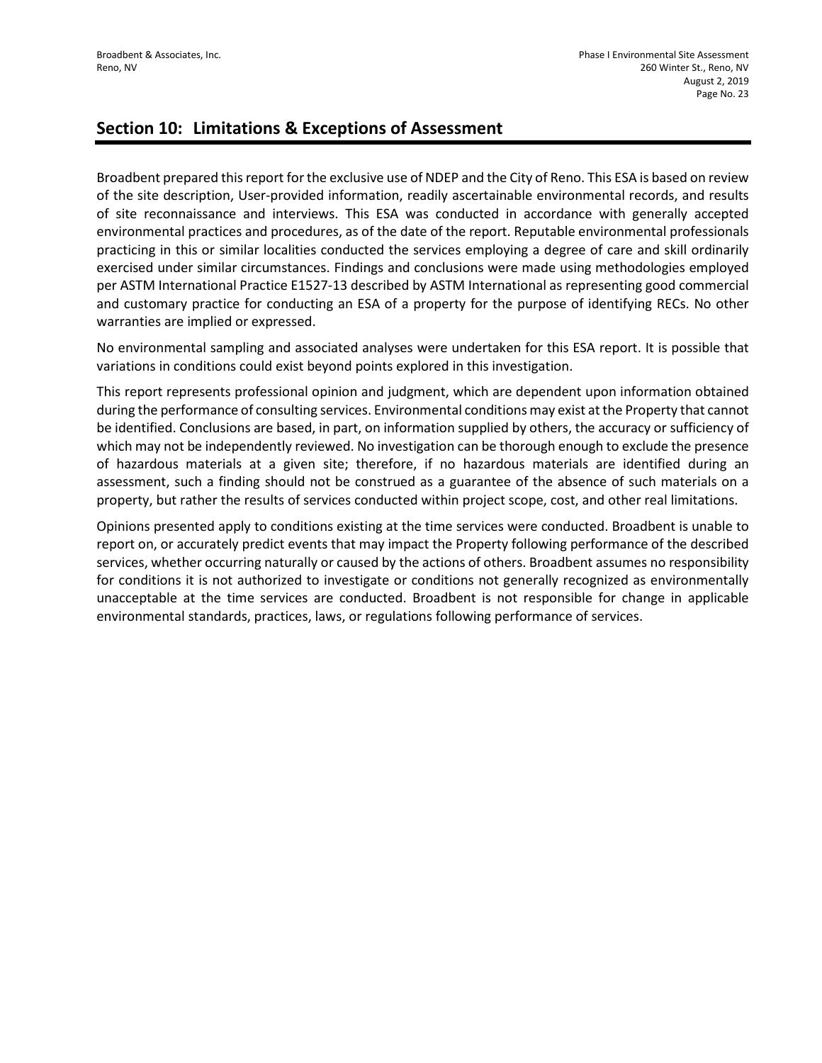## Section 10: Limitations & Exceptions of Assessment

Broadbent prepared this report for the exclusive use of NDEP and the City of Reno. This ESA is based on review of the site description, User-provided information, readily ascertainable environmental records, and results of site reconnaissance and interviews. This ESA was conducted in accordance with generally accepted environmental practices and procedures, as of the date of the report. Reputable environmental professionals practicing in this or similar localities conducted the services employing a degree of care and skill ordinarily exercised under similar circumstances. Findings and conclusions were made using methodologies employed per ASTM International Practice E1527-13 described by ASTM International as representing good commercial and customary practice for conducting an ESA of a property for the purpose of identifying RECs. No other warranties are implied or expressed.

No environmental sampling and associated analyses were undertaken for this ESA report. It is possible that variations in conditions could exist beyond points explored in this investigation.

This report represents professional opinion and judgment, which are dependent upon information obtained during the performance of consulting services. Environmental conditions may exist at the Property that cannot be identified. Conclusions are based, in part, on information supplied by others, the accuracy or sufficiency of which may not be independently reviewed. No investigation can be thorough enough to exclude the presence of hazardous materials at a given site; therefore, if no hazardous materials are identified during an assessment, such a finding should not be construed as a guarantee of the absence of such materials on a property, but rather the results of services conducted within project scope, cost, and other real limitations.

Opinions presented apply to conditions existing at the time services were conducted. Broadbent is unable to report on, or accurately predict events that may impact the Property following performance of the described services, whether occurring naturally or caused by the actions of others. Broadbent assumes no responsibility for conditions it is not authorized to investigate or conditions not generally recognized as environmentally unacceptable at the time services are conducted. Broadbent is not responsible for change in applicable environmental standards, practices, laws, or regulations following performance of services.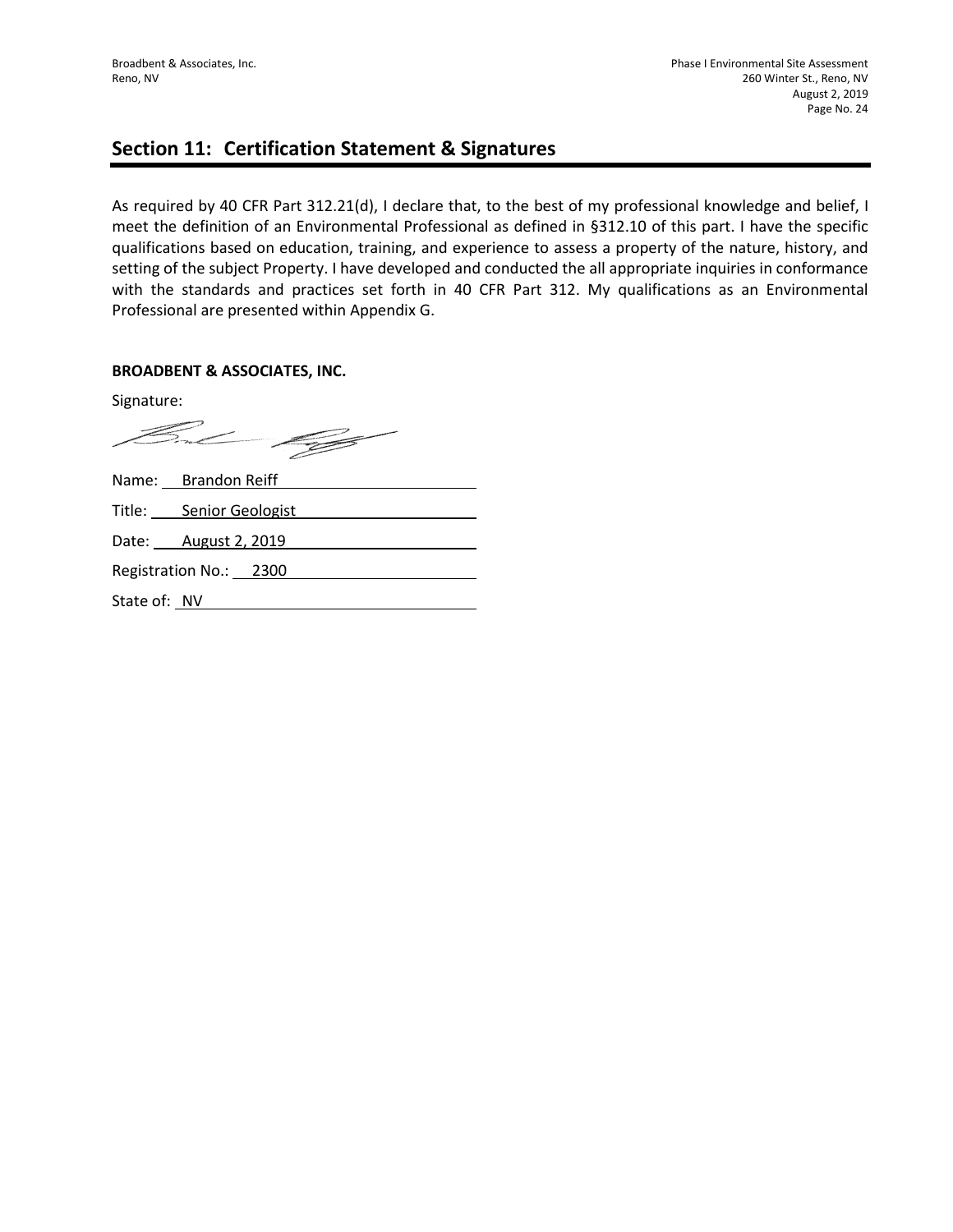## Section 11: Certification Statement & Signatures

As required by 40 CFR Part 312.21(d), I declare that, to the best of my professional knowledge and belief, I meet the definition of an Environmental Professional as defined in §312.10 of this part. I have the specific qualifications based on education, training, and experience to assess a property of the nature, history, and setting of the subject Property. I have developed and conducted the all appropriate inquiries in conformance with the standards and practices set forth in 40 CFR Part 312. My qualifications as an Environmental Professional are presented within Appendix G.

**BROADBENT & ASSOCIATES, INC.**

Signature:

Name: Brandon Reiff

Title: Senior Geologist

Date: August 2, 2019

Registration No.: 2300

State of: NV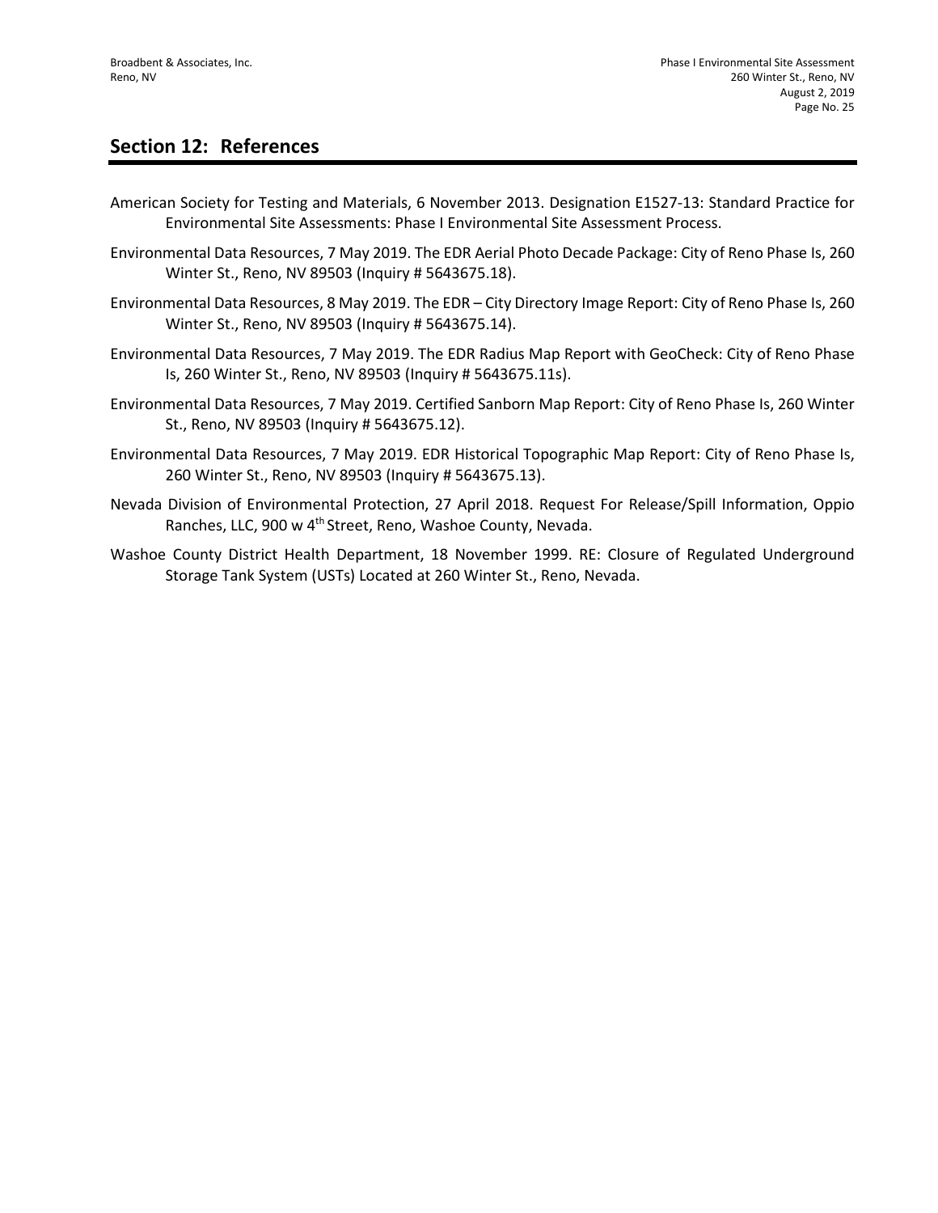## Section 12: References

American Society for Testing and Materials, 6 November 2013. Designation E1527-13: Standard Practice for Environmental Site Assessments: Phase I Environmental Site Assessment Process.

Environmental Data Resources, 7 May 2019. The EDR Aerial Photo Decade Package: City of Reno Phase Is, 260 Winter St., Reno, NV 89503 (Inquiry # 5643675.18).

Environmental Data Resources, 8 May 2019. The EDR – City Directory Image Report: City of Reno Phase Is, 260 Winter St., Reno, NV 89503 (Inquiry # 5643675.14).

Environmental Data Resources, 7 May 2019. The EDR Radius Map Report with GeoCheck: City of Reno Phase Is, 260 Winter St., Reno, NV 89503 (Inquiry # 5643675.11s).

Environmental Data Resources, 7 May 2019. Certified Sanborn Map Report: City of Reno Phase Is, 260 Winter St., Reno, NV 89503 (Inquiry # 5643675.12).

Environmental Data Resources, 7 May 2019. EDR Historical Topographic Map Report: City of Reno Phase Is, 260 Winter St., Reno, NV 89503 (Inquiry # 5643675.13).

Nevada Division of Environmental Protection, 27 April 2018. Request For Release/Spill Information, Oppio Ranches, LLC, 900 w 4th Street, Reno, Washoe County, Nevada.

Washoe County District Health Department, 18 November 1999. RE: Closure of Regulated Underground Storage Tank System (USTs) Located at 260 Winter St., Reno, Nevada.